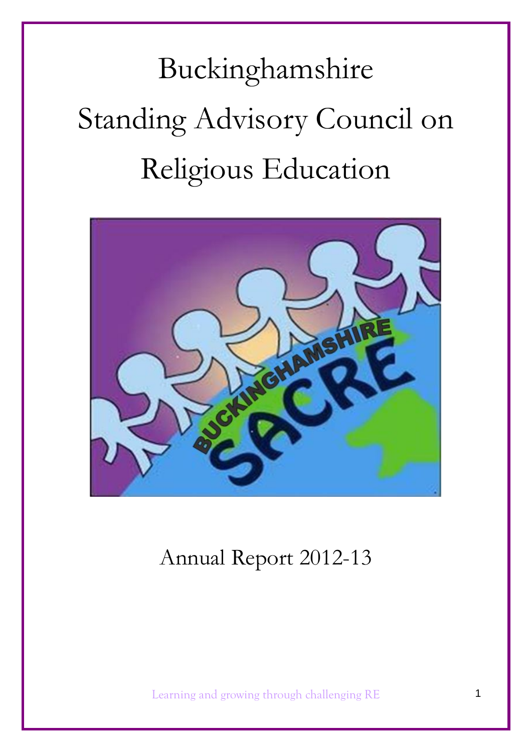# Buckinghamshire Standing Advisory Council on Religious Education

Annual Report 2012-13

Learning and growing through challenging RE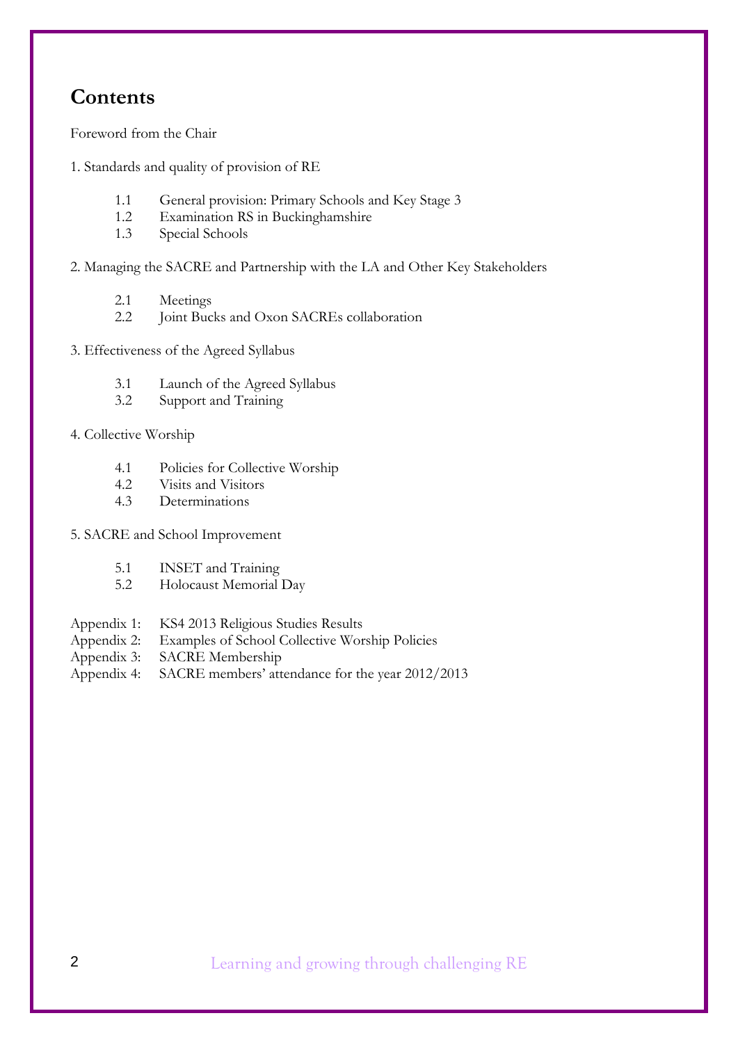# Contents

Foreword from the Chair

1. Standards and quality of provision of RE

    1.1 General provision: Primary Schools and Key Stage 3
    1.2 Examination RS in Buckinghamshire
    1.3 Special Schools

2. Managing the SACRE and Partnership with the LA and Other Key Stakeholders

    2.1 Meetings
    2.2 Joint Bucks and Oxon SACREs collaboration

3. Effectiveness of the Agreed Syllabus

    3.1 Launch of the Agreed Syllabus
    3.2 Support and Training

4. Collective Worship

    4.1 Policies for Collective Worship
    4.2 Visits and Visitors
    4.3 Determinations

5. SACRE and School Improvement

    5.1 INSET and Training
    5.2 Holocaust Memorial Day

Appendix 1: KS4 2013 Religious Studies Results
Appendix 2: Examples of School Collective Worship Policies
Appendix 3: SACRE Membership
Appendix 4: SACRE members' attendance for the year 2012/2013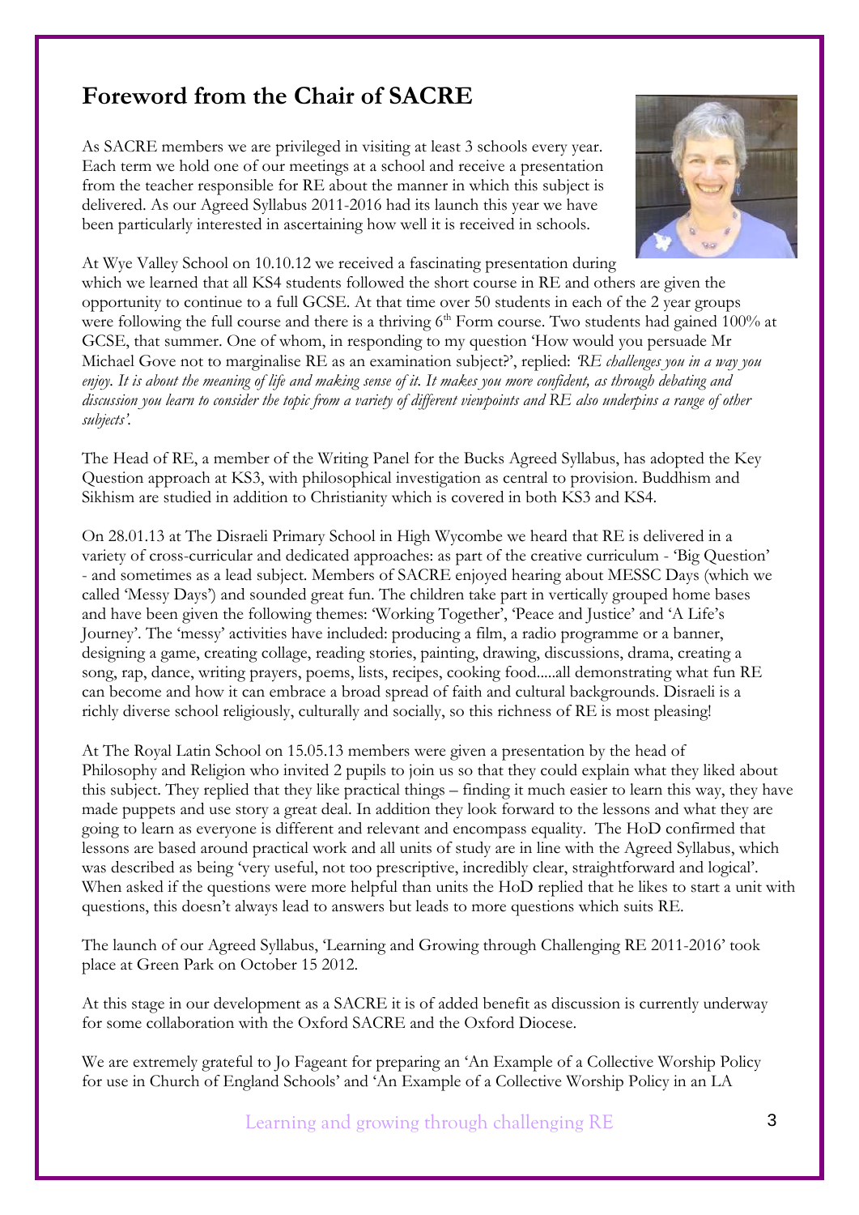# Foreword from the Chair of SACRE

As SACRE members we are privileged in visiting at least 3 schools every year. Each term we hold one of our meetings at a school and receive a presentation from the teacher responsible for RE about the manner in which this subject is delivered. As our Agreed Syllabus 2011-2016 had its launch this year we have been particularly interested in ascertaining how well it is received in schools.

At Wye Valley School on 10.10.12 we received a fascinating presentation during which we learned that all KS4 students followed the short course in RE and others are given the opportunity to continue to a full GCSE. At that time over 50 students in each of the 2 year groups were following the full course and there is a thriving 6th Form course. Two students had gained 100% at GCSE, that summer. One of whom, in responding to my question 'How would you persuade Mr Michael Gove not to marginalise RE as an examination subject?', replied: *'RE challenges you in a way you enjoy. It is about the meaning of life and making sense of it. It makes you more confident, as through debating and discussion you learn to consider the topic from a variety of different viewpoints and RE also underpins a range of other subjects'.*

The Head of RE, a member of the Writing Panel for the Bucks Agreed Syllabus, has adopted the Key Question approach at KS3, with philosophical investigation as central to provision. Buddhism and Sikhism are studied in addition to Christianity which is covered in both KS3 and KS4.

On 28.01.13 at The Disraeli Primary School in High Wycombe we heard that RE is delivered in a variety of cross-curricular and dedicated approaches: as part of the creative curriculum - 'Big Question' - and sometimes as a lead subject. Members of SACRE enjoyed hearing about MESSC Days (which we called 'Messy Days') and sounded great fun. The children take part in vertically grouped home bases and have been given the following themes: 'Working Together', 'Peace and Justice' and 'A Life's Journey'. The 'messy' activities have included: producing a film, a radio programme or a banner, designing a game, creating collage, reading stories, painting, drawing, discussions, drama, creating a song, rap, dance, writing prayers, poems, lists, recipes, cooking food.....all demonstrating what fun RE can become and how it can embrace a broad spread of faith and cultural backgrounds. Disraeli is a richly diverse school religiously, culturally and socially, so this richness of RE is most pleasing!

At The Royal Latin School on 15.05.13 members were given a presentation by the head of Philosophy and Religion who invited 2 pupils to join us so that they could explain what they liked about this subject. They replied that they like practical things – finding it much easier to learn this way, they have made puppets and use story a great deal. In addition they look forward to the lessons and what they are going to learn as everyone is different and relevant and encompass equality. The HoD confirmed that lessons are based around practical work and all units of study are in line with the Agreed Syllabus, which was described as being 'very useful, not too prescriptive, incredibly clear, straightforward and logical'. When asked if the questions were more helpful than units the HoD replied that he likes to start a unit with questions, this doesn't always lead to answers but leads to more questions which suits RE.

The launch of our Agreed Syllabus, 'Learning and Growing through Challenging RE 2011-2016' took place at Green Park on October 15 2012.

At this stage in our development as a SACRE it is of added benefit as discussion is currently underway for some collaboration with the Oxford SACRE and the Oxford Diocese.

We are extremely grateful to Jo Fageant for preparing an 'An Example of a Collective Worship Policy for use in Church of England Schools' and 'An Example of a Collective Worship Policy in an LA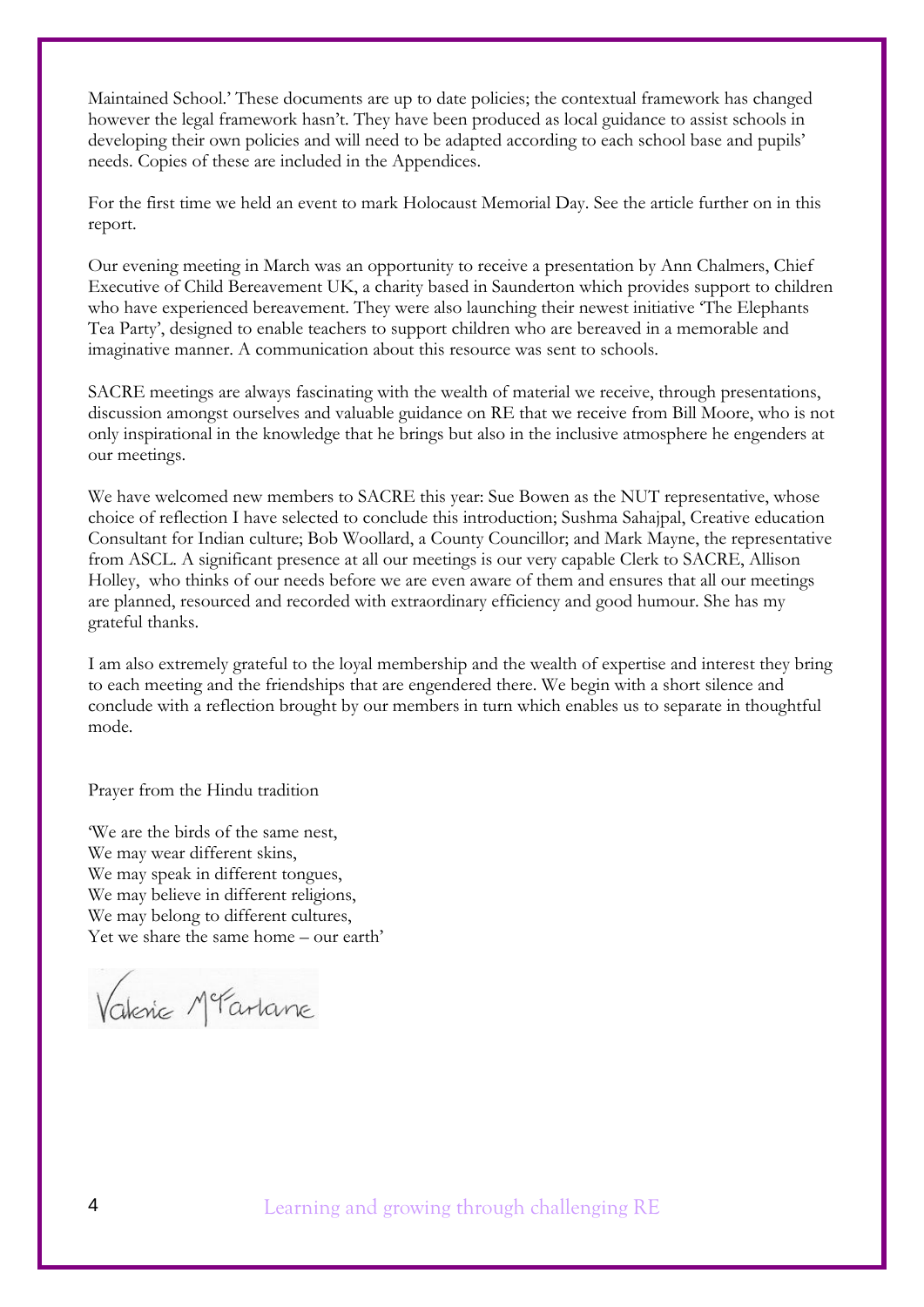Maintained School.' These documents are up to date policies; the contextual framework has changed however the legal framework hasn't. They have been produced as local guidance to assist schools in developing their own policies and will need to be adapted according to each school base and pupils' needs. Copies of these are included in the Appendices.

For the first time we held an event to mark Holocaust Memorial Day. See the article further on in this report.

Our evening meeting in March was an opportunity to receive a presentation by Ann Chalmers, Chief Executive of Child Bereavement UK, a charity based in Saunderton which provides support to children who have experienced bereavement. They were also launching their newest initiative 'The Elephants Tea Party', designed to enable teachers to support children who are bereaved in a memorable and imaginative manner. A communication about this resource was sent to schools.

SACRE meetings are always fascinating with the wealth of material we receive, through presentations, discussion amongst ourselves and valuable guidance on RE that we receive from Bill Moore, who is not only inspirational in the knowledge that he brings but also in the inclusive atmosphere he engenders at our meetings.

We have welcomed new members to SACRE this year: Sue Bowen as the NUT representative, whose choice of reflection I have selected to conclude this introduction; Sushma Sahajpal, Creative education Consultant for Indian culture; Bob Woollard, a County Councillor; and Mark Mayne, the representative from ASCL. A significant presence at all our meetings is our very capable Clerk to SACRE, Allison Holley, who thinks of our needs before we are even aware of them and ensures that all our meetings are planned, resourced and recorded with extraordinary efficiency and good humour. She has my grateful thanks.

I am also extremely grateful to the loyal membership and the wealth of expertise and interest they bring to each meeting and the friendships that are engendered there. We begin with a short silence and conclude with a reflection brought by our members in turn which enables us to separate in thoughtful mode.

Prayer from the Hindu tradition

'We are the birds of the same nest,  
We may wear different skins,  
We may speak in different tongues,  
We may believe in different religions,  
We may belong to different cultures,  
Yet we share the same home – our earth'

Valerie McFarlane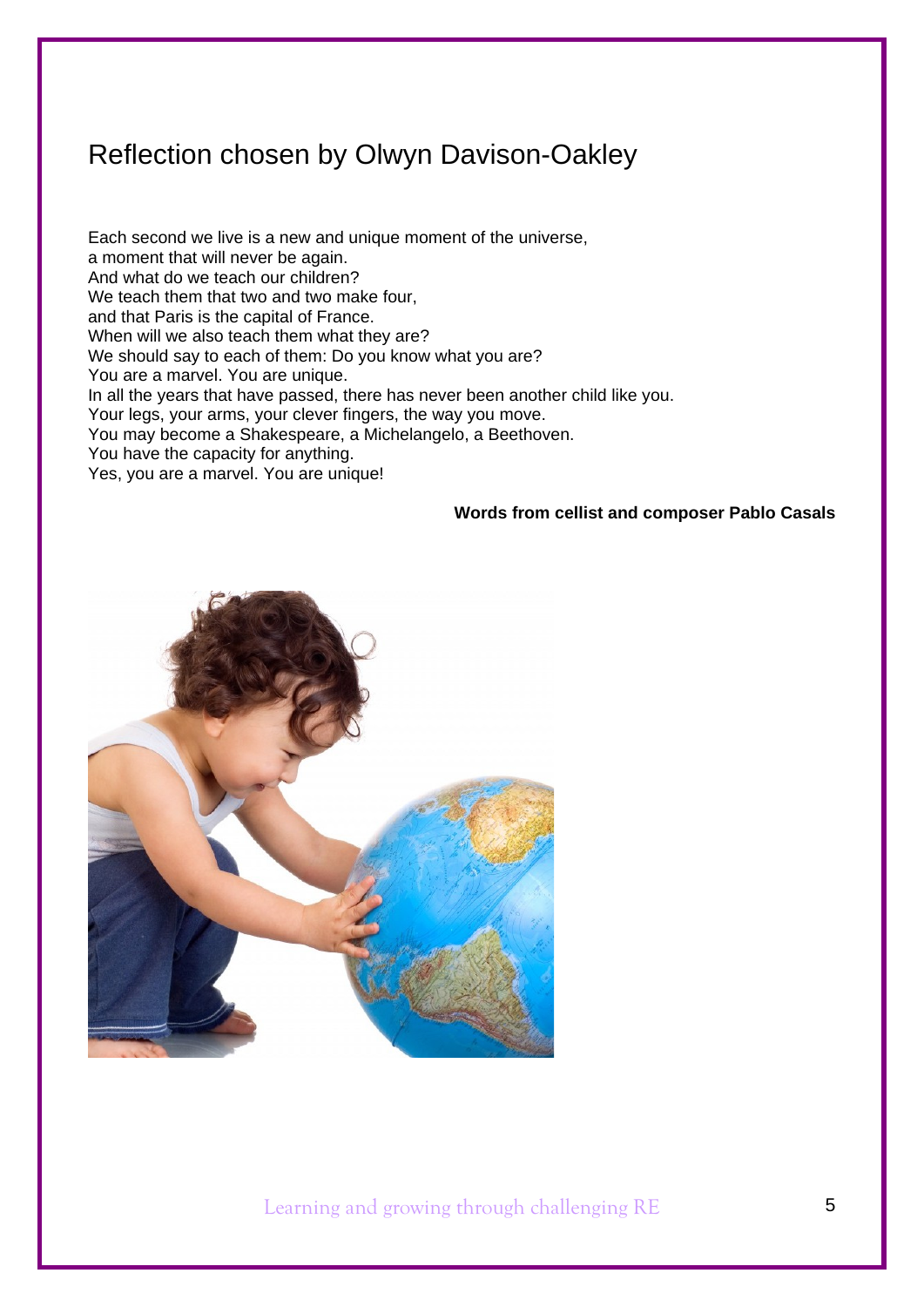# Reflection chosen by Olwyn Davison-Oakley

Each second we live is a new and unique moment of the universe,
a moment that will never be again.
And what do we teach our children?
We teach them that two and two make four,
and that Paris is the capital of France.
When will we also teach them what they are?
We should say to each of them: Do you know what you are?
You are a marvel. You are unique.
In all the years that have passed, there has never been another child like you.
Your legs, your arms, your clever fingers, the way you move.
You may become a Shakespeare, a Michelangelo, a Beethoven.
You have the capacity for anything.
Yes, you are a marvel. You are unique!

**Words from cellist and composer Pablo Casals**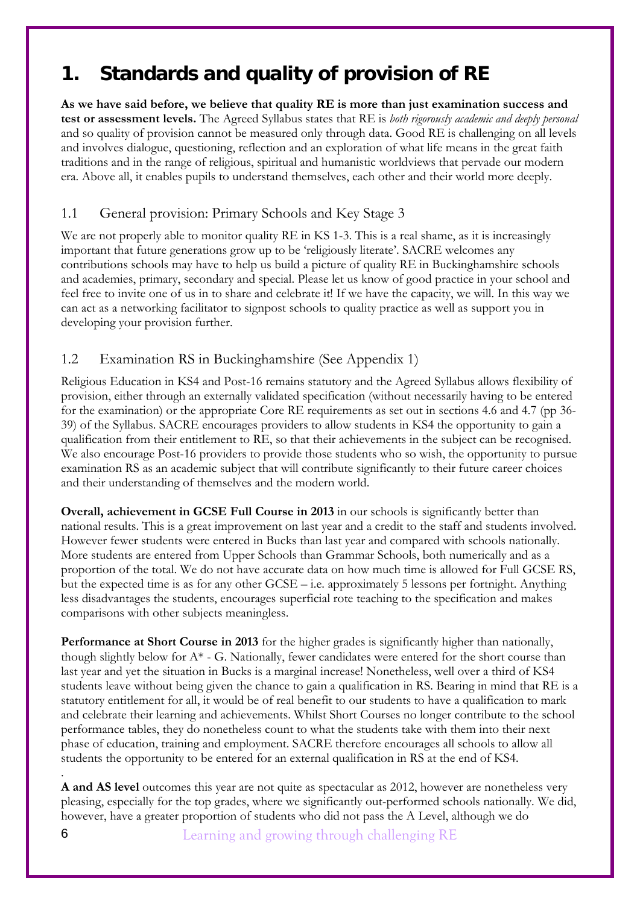# 1. Standards and quality of provision of RE

**As we have said before, we believe that quality RE is more than just examination success and test or assessment levels.** The Agreed Syllabus states that RE is *both rigorously academic and deeply personal* and so quality of provision cannot be measured only through data. Good RE is challenging on all levels and involves dialogue, questioning, reflection and an exploration of what life means in the great faith traditions and in the range of religious, spiritual and humanistic worldviews that pervade our modern era. Above all, it enables pupils to understand themselves, each other and their world more deeply.

## 1.1 General provision: Primary Schools and Key Stage 3

We are not properly able to monitor quality RE in KS 1-3. This is a real shame, as it is increasingly important that future generations grow up to be 'religiously literate'. SACRE welcomes any contributions schools may have to help us build a picture of quality RE in Buckinghamshire schools and academies, primary, secondary and special. Please let us know of good practice in your school and feel free to invite one of us in to share and celebrate it! If we have the capacity, we will. In this way we can act as a networking facilitator to signpost schools to quality practice as well as support you in developing your provision further.

## 1.2 Examination RS in Buckinghamshire (See Appendix 1)

Religious Education in KS4 and Post-16 remains statutory and the Agreed Syllabus allows flexibility of provision, either through an externally validated specification (without necessarily having to be entered for the examination) or the appropriate Core RE requirements as set out in sections 4.6 and 4.7 (pp 36-39) of the Syllabus. SACRE encourages providers to allow students in KS4 the opportunity to gain a qualification from their entitlement to RE, so that their achievements in the subject can be recognised. We also encourage Post-16 providers to provide those students who so wish, the opportunity to pursue examination RS as an academic subject that will contribute significantly to their future career choices and their understanding of themselves and the modern world.

**Overall, achievement in GCSE Full Course in 2013** in our schools is significantly better than national results. This is a great improvement on last year and a credit to the staff and students involved. However fewer students were entered in Bucks than last year and compared with schools nationally. More students are entered from Upper Schools than Grammar Schools, both numerically and as a proportion of the total. We do not have accurate data on how much time is allowed for Full GCSE RS, but the expected time is as for any other GCSE – i.e. approximately 5 lessons per fortnight. Anything less disadvantages the students, encourages superficial rote teaching to the specification and makes comparisons with other subjects meaningless.

**Performance at Short Course in 2013** for the higher grades is significantly higher than nationally, though slightly below for A* - G. Nationally, fewer candidates were entered for the short course than last year and yet the situation in Bucks is a marginal increase! Nonetheless, well over a third of KS4 students leave without being given the chance to gain a qualification in RS. Bearing in mind that RE is a statutory entitlement for all, it would be of real benefit to our students to have a qualification to mark and celebrate their learning and achievements. Whilst Short Courses no longer contribute to the school performance tables, they do nonetheless count to what the students take with them into their next phase of education, training and employment. SACRE therefore encourages all schools to allow all students the opportunity to be entered for an external qualification in RS at the end of KS4.

**A and AS level** outcomes this year are not quite as spectacular as 2012, however are nonetheless very pleasing, especially for the top grades, where we significantly out-performed schools nationally. We did, however, have a greater proportion of students who did not pass the A Level, although we do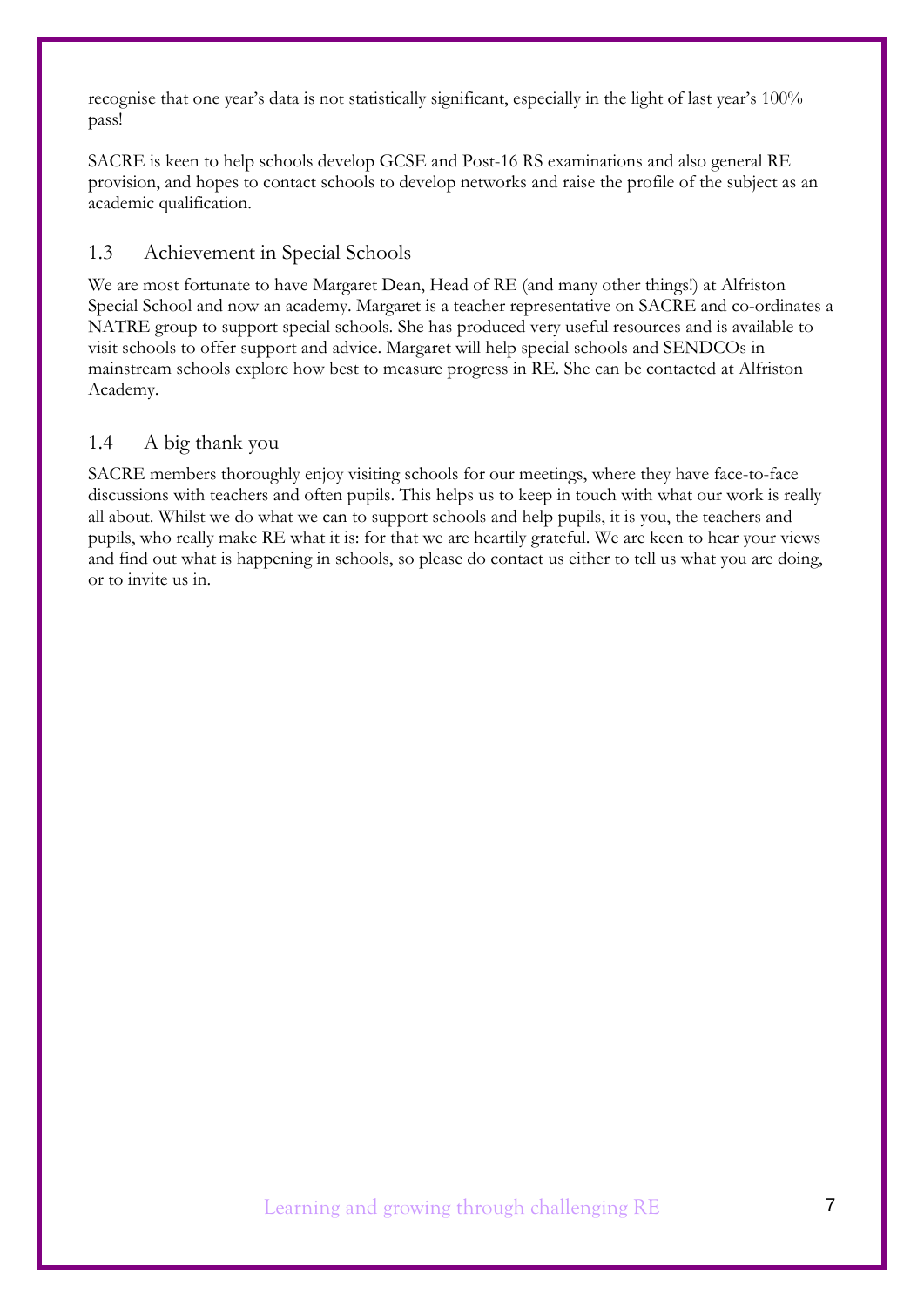recognise that one year's data is not statistically significant, especially in the light of last year's 100% pass!

SACRE is keen to help schools develop GCSE and Post-16 RS examinations and also general RE provision, and hopes to contact schools to develop networks and raise the profile of the subject as an academic qualification.

## 1.3 Achievement in Special Schools

We are most fortunate to have Margaret Dean, Head of RE (and many other things!) at Alfriston Special School and now an academy. Margaret is a teacher representative on SACRE and co-ordinates a NATRE group to support special schools. She has produced very useful resources and is available to visit schools to offer support and advice. Margaret will help special schools and SENDCOs in mainstream schools explore how best to measure progress in RE. She can be contacted at Alfriston Academy.

## 1.4 A big thank you

SACRE members thoroughly enjoy visiting schools for our meetings, where they have face-to-face discussions with teachers and often pupils. This helps us to keep in touch with what our work is really all about. Whilst we do what we can to support schools and help pupils, it is you, the teachers and pupils, who really make RE what it is: for that we are heartily grateful. We are keen to hear your views and find out what is happening in schools, so please do contact us either to tell us what you are doing, or to invite us in.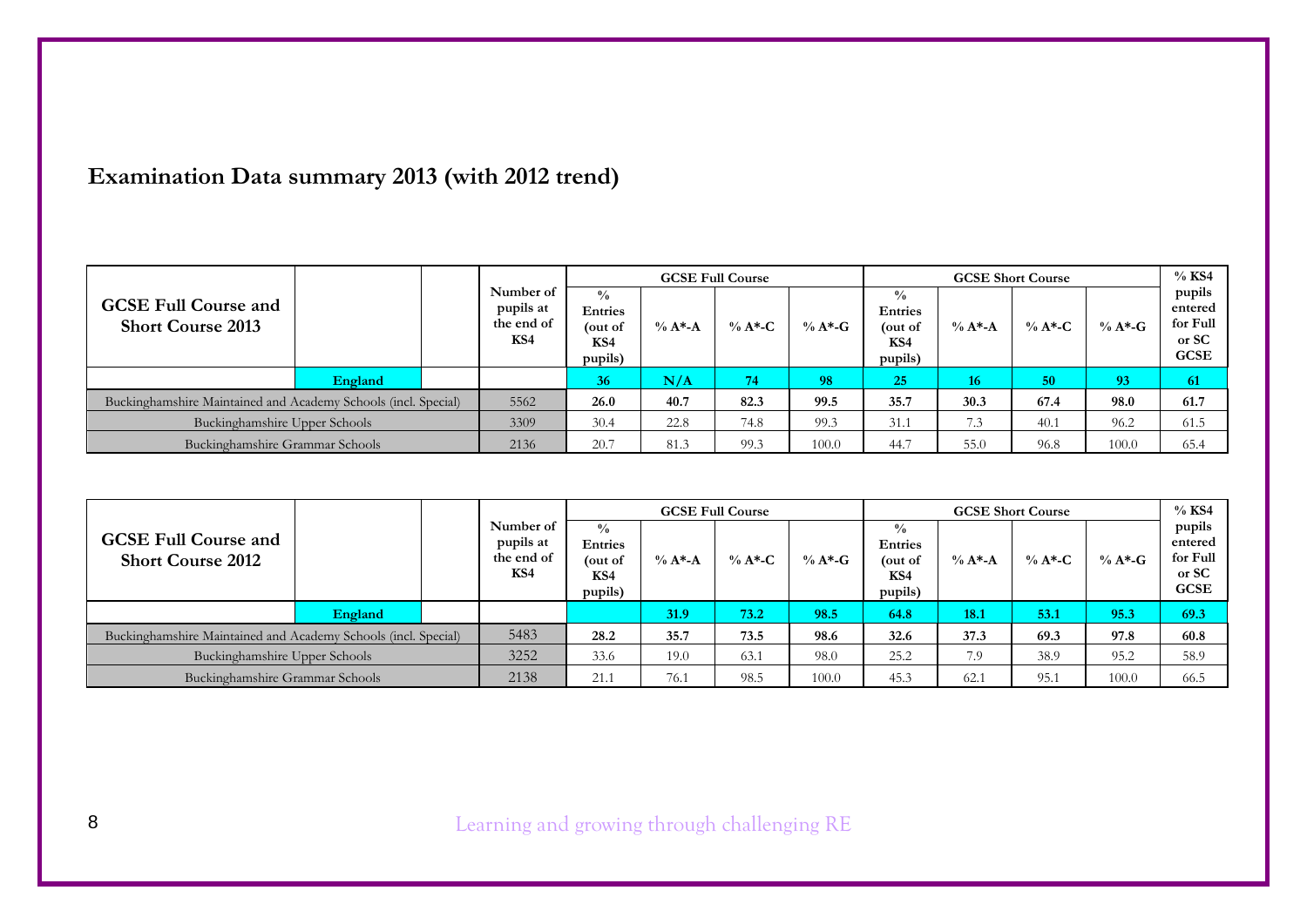## Examination Data summary 2013 (with 2012 trend)

| GCSE Full Course and Short Course 2013 | | | Number of pupils at the end of KS4 | GCSE Full Course | | | | GCSE Short Course | | | | % KS4 pupils entered for Full or SC GCSE |
|---|---|---|---|---|---|---|---|---|---|---|---|---|
| | | | | % Entries (out of KS4 pupils) | % A*-A | % A*-C | % A*-G | % Entries (out of KS4 pupils) | % A*-A | % A*-C | % A*-G | |
| | **England** | | | **36** | **N/A** | **74** | **98** | **25** | **16** | **50** | **93** | **61** |
| Buckinghamshire Maintained and Academy Schools (incl. Special) | | | 5562 | **26.0** | **40.7** | **82.3** | **99.5** | **35.7** | **30.3** | **67.4** | **98.0** | **61.7** |
| Buckinghamshire Upper Schools | | | 3309 | 30.4 | 22.8 | 74.8 | 99.3 | 31.1 | 7.3 | 40.1 | 96.2 | 61.5 |
| Buckinghamshire Grammar Schools | | | 2136 | 20.7 | 81.3 | 99.3 | 100.0 | 44.7 | 55.0 | 96.8 | 100.0 | 65.4 |

| GCSE Full Course and Short Course 2012 | | | Number of pupils at the end of KS4 | GCSE Full Course | | | | GCSE Short Course | | | | % KS4 pupils entered for Full or SC GCSE |
|---|---|---|---|---|---|---|---|---|---|---|---|---|
| | | | | % Entries (out of KS4 pupils) | % A*-A | % A*-C | % A*-G | % Entries (out of KS4 pupils) | % A*-A | % A*-C | % A*-G | |
| | **England** | | | | **31.9** | **73.2** | **98.5** | **64.8** | **18.1** | **53.1** | **95.3** | **69.3** |
| Buckinghamshire Maintained and Academy Schools (incl. Special) | | | 5483 | **28.2** | **35.7** | **73.5** | **98.6** | **32.6** | **37.3** | **69.3** | **97.8** | **60.8** |
| Buckinghamshire Upper Schools | | | 3252 | 33.6 | 19.0 | 63.1 | 98.0 | 25.2 | 7.9 | 38.9 | 95.2 | 58.9 |
| Buckinghamshire Grammar Schools | | | 2138 | 21.1 | 76.1 | 98.5 | 100.0 | 45.3 | 62.1 | 95.1 | 100.0 | 66.5 |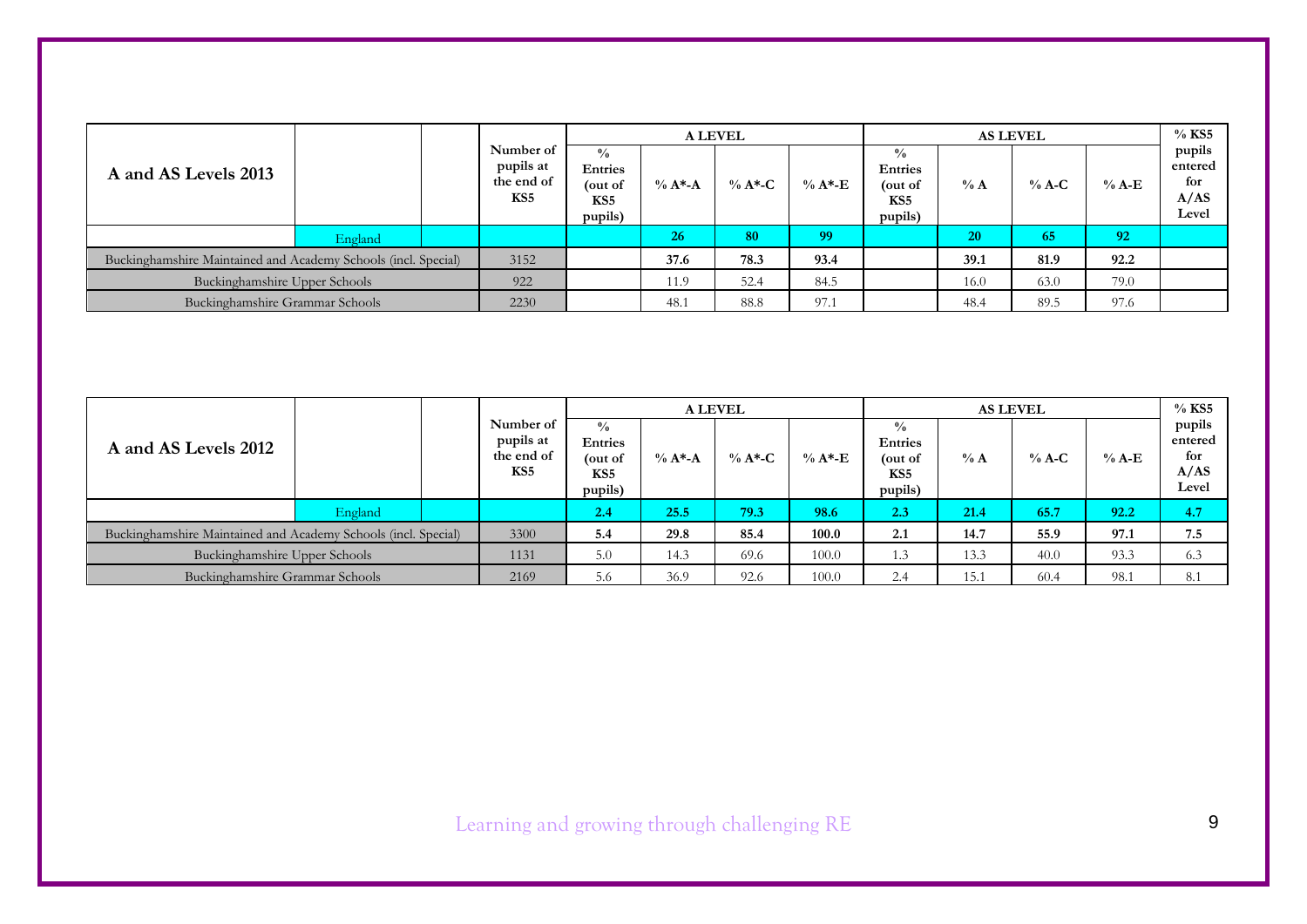| A and AS Levels 2013 | Number of pupils at the end of KS5 | A LEVEL | | | | AS LEVEL | | | | % KS5 pupils entered for A/AS Level |
|---|---|---|---|---|---|---|---|---|---|---|
| | | % Entries (out of KS5 pupils) | % A*-A | % A*-C | % A*-E | % Entries (out of KS5 pupils) | % A | % A-C | % A-E | |
| England | | | **26** | **80** | **99** | | **20** | **65** | **92** | |
| Buckinghamshire Maintained and Academy Schools (incl. Special) | 3152 | | **37.6** | **78.3** | **93.4** | | **39.1** | **81.9** | **92.2** | |
| Buckinghamshire Upper Schools | 922 | | 11.9 | 52.4 | 84.5 | | 16.0 | 63.0 | 79.0 | |
| Buckinghamshire Grammar Schools | 2230 | | 48.1 | 88.8 | 97.1 | | 48.4 | 89.5 | 97.6 | |

| A and AS Levels 2012 | Number of pupils at the end of KS5 | A LEVEL | | | | AS LEVEL | | | | % KS5 pupils entered for A/AS Level |
|---|---|---|---|---|---|---|---|---|---|---|
| | | % Entries (out of KS5 pupils) | % A*-A | % A*-C | % A*-E | % Entries (out of KS5 pupils) | % A | % A-C | % A-E | |
| England | | **2.4** | **25.5** | **79.3** | **98.6** | **2.3** | **21.4** | **65.7** | **92.2** | **4.7** |
| Buckinghamshire Maintained and Academy Schools (incl. Special) | 3300 | **5.4** | **29.8** | **85.4** | **100.0** | **2.1** | **14.7** | **55.9** | **97.1** | **7.5** |
| Buckinghamshire Upper Schools | 1131 | 5.0 | 14.3 | 69.6 | 100.0 | 1.3 | 13.3 | 40.0 | 93.3 | 6.3 |
| Buckinghamshire Grammar Schools | 2169 | 5.6 | 36.9 | 92.6 | 100.0 | 2.4 | 15.1 | 60.4 | 98.1 | 8.1 |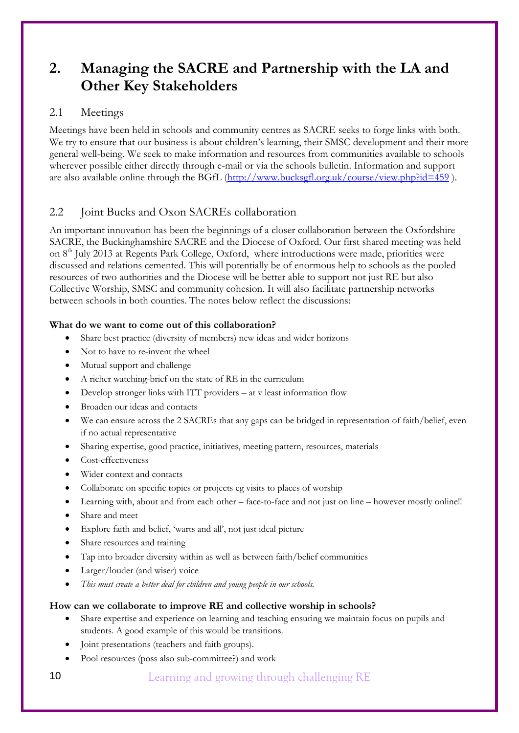# 2. Managing the SACRE and Partnership with the LA and Other Key Stakeholders

## 2.1 Meetings

Meetings have been held in schools and community centres as SACRE seeks to forge links with both. We try to ensure that our business is about children's learning, their SMSC development and their more general well-being. We seek to make information and resources from communities available to schools wherever possible either directly through e-mail or via the schools bulletin. Information and support are also available online through the BGfL (http://www.bucksgfl.org.uk/course/view.php?id=459 ).

## 2.2 Joint Bucks and Oxon SACREs collaboration

An important innovation has been the beginnings of a closer collaboration between the Oxfordshire SACRE, the Buckinghamshire SACRE and the Diocese of Oxford. Our first shared meeting was held on 8th July 2013 at Regents Park College, Oxford, where introductions were made, priorities were discussed and relations cemented. This will potentially be of enormous help to schools as the pooled resources of two authorities and the Diocese will be better able to support not just RE but also Collective Worship, SMSC and community cohesion. It will also facilitate partnership networks between schools in both counties. The notes below reflect the discussions:

**What do we want to come out of this collaboration?**

- Share best practice (diversity of members) new ideas and wider horizons
- Not to have to re-invent the wheel
- Mutual support and challenge
- A richer watching-brief on the state of RE in the curriculum
- Develop stronger links with ITT providers – at v least information flow
- Broaden our ideas and contacts
- We can ensure across the 2 SACREs that any gaps can be bridged in representation of faith/belief, even if no actual representative
- Sharing expertise, good practice, initiatives, meeting pattern, resources, materials
- Cost-effectiveness
- Wider context and contacts
- Collaborate on specific topics or projects eg visits to places of worship
- Learning with, about and from each other – face-to-face and not just on line – however mostly online!!
- Share and meet
- Explore faith and belief, 'warts and all', not just ideal picture
- Share resources and training
- Tap into broader diversity within as well as between faith/belief communities
- Larger/louder (and wiser) voice
- *This must create a better deal for children and young people in our schools.*

**How can we collaborate to improve RE and collective worship in schools?**

- Share expertise and experience on learning and teaching ensuring we maintain focus on pupils and students. A good example of this would be transitions.
- Joint presentations (teachers and faith groups).
- Pool resources (poss also sub-committee?) and work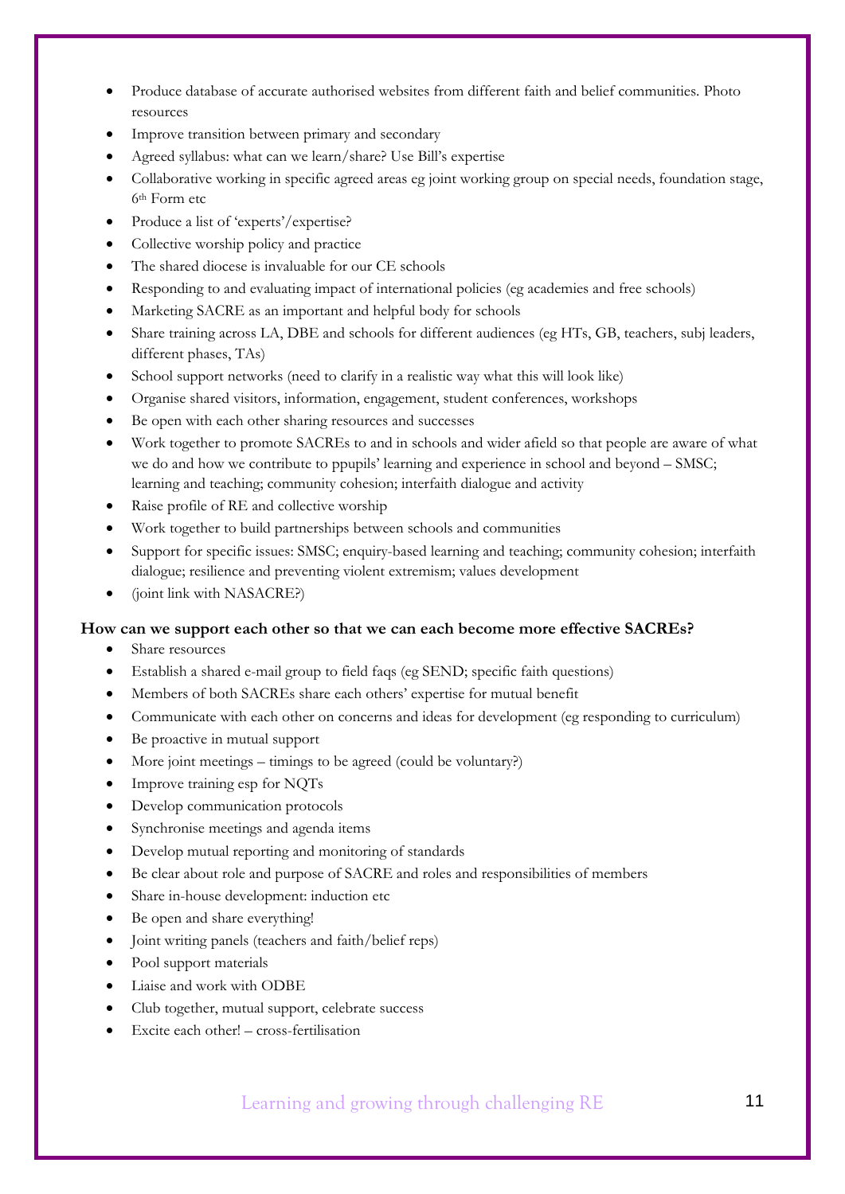- Produce database of accurate authorised websites from different faith and belief communities. Photo resources
- Improve transition between primary and secondary
- Agreed syllabus: what can we learn/share? Use Bill's expertise
- Collaborative working in specific agreed areas eg joint working group on special needs, foundation stage, 6th Form etc
- Produce a list of 'experts'/expertise?
- Collective worship policy and practice
- The shared diocese is invaluable for our CE schools
- Responding to and evaluating impact of international policies (eg academies and free schools)
- Marketing SACRE as an important and helpful body for schools
- Share training across LA, DBE and schools for different audiences (eg HTs, GB, teachers, subj leaders, different phases, TAs)
- School support networks (need to clarify in a realistic way what this will look like)
- Organise shared visitors, information, engagement, student conferences, workshops
- Be open with each other sharing resources and successes
- Work together to promote SACREs to and in schools and wider afield so that people are aware of what we do and how we contribute to ppupils' learning and experience in school and beyond – SMSC; learning and teaching; community cohesion; interfaith dialogue and activity
- Raise profile of RE and collective worship
- Work together to build partnerships between schools and communities
- Support for specific issues: SMSC; enquiry-based learning and teaching; community cohesion; interfaith dialogue; resilience and preventing violent extremism; values development
- (joint link with NASACRE?)

**How can we support each other so that we can each become more effective SACREs?**

- Share resources
- Establish a shared e-mail group to field faqs (eg SEND; specific faith questions)
- Members of both SACREs share each others' expertise for mutual benefit
- Communicate with each other on concerns and ideas for development (eg responding to curriculum)
- Be proactive in mutual support
- More joint meetings – timings to be agreed (could be voluntary?)
- Improve training esp for NQTs
- Develop communication protocols
- Synchronise meetings and agenda items
- Develop mutual reporting and monitoring of standards
- Be clear about role and purpose of SACRE and roles and responsibilities of members
- Share in-house development: induction etc
- Be open and share everything!
- Joint writing panels (teachers and faith/belief reps)
- Pool support materials
- Liaise and work with ODBE
- Club together, mutual support, celebrate success
- Excite each other! – cross-fertilisation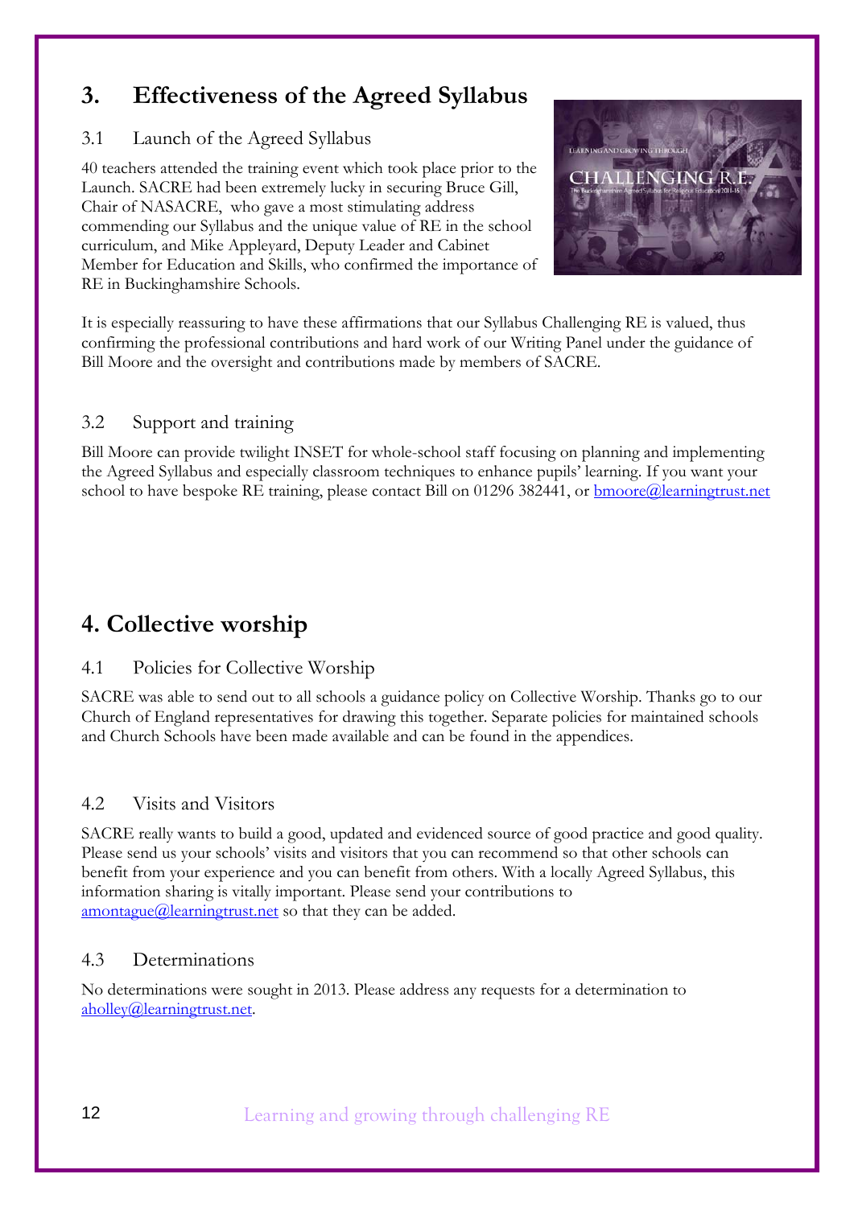## 3. Effectiveness of the Agreed Syllabus

### 3.1 Launch of the Agreed Syllabus

40 teachers attended the training event which took place prior to the Launch. SACRE had been extremely lucky in securing Bruce Gill, Chair of NASACRE, who gave a most stimulating address commending our Syllabus and the unique value of RE in the school curriculum, and Mike Appleyard, Deputy Leader and Cabinet Member for Education and Skills, who confirmed the importance of RE in Buckinghamshire Schools.

It is especially reassuring to have these affirmations that our Syllabus Challenging RE is valued, thus confirming the professional contributions and hard work of our Writing Panel under the guidance of Bill Moore and the oversight and contributions made by members of SACRE.

### 3.2 Support and training

Bill Moore can provide twilight INSET for whole-school staff focusing on planning and implementing the Agreed Syllabus and especially classroom techniques to enhance pupils' learning. If you want your school to have bespoke RE training, please contact Bill on 01296 382441, or bmoore@learningtrust.net

## 4. Collective worship

### 4.1 Policies for Collective Worship

SACRE was able to send out to all schools a guidance policy on Collective Worship. Thanks go to our Church of England representatives for drawing this together. Separate policies for maintained schools and Church Schools have been made available and can be found in the appendices.

### 4.2 Visits and Visitors

SACRE really wants to build a good, updated and evidenced source of good practice and good quality. Please send us your schools' visits and visitors that you can recommend so that other schools can benefit from your experience and you can benefit from others. With a locally Agreed Syllabus, this information sharing is vitally important. Please send your contributions to amontague@learningtrust.net so that they can be added.

### 4.3 Determinations

No determinations were sought in 2013. Please address any requests for a determination to aholley@learningtrust.net.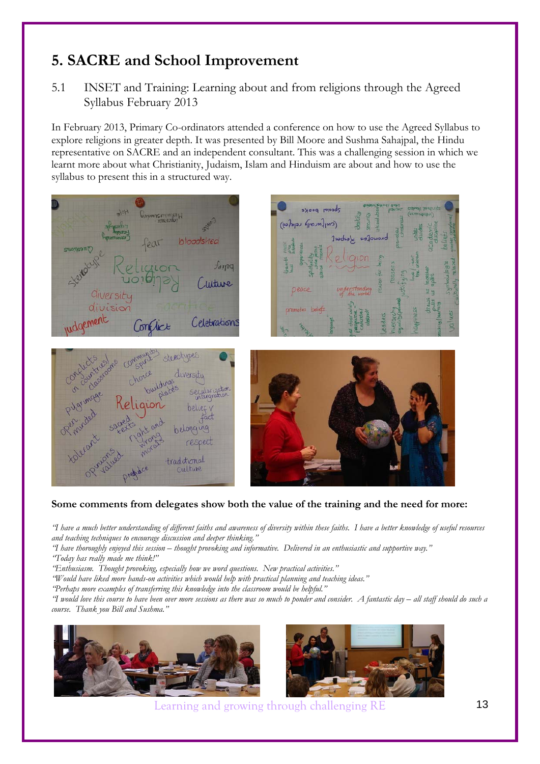## 5. SACRE and School Improvement

### 5.1 INSET and Training: Learning about and from religions through the Agreed Syllabus February 2013

In February 2013, Primary Co-ordinators attended a conference on how to use the Agreed Syllabus to explore religions in greater depth. It was presented by Bill Moore and Sushma Sahajpal, the Hindu representative on SACRE and an independent consultant. This was a challenging session in which we learnt more about what Christianity, Judaism, Islam and Hinduism are about and how to use the syllabus to present this in a structured way.

**Some comments from delegates show both the value of the training and the need for more:**

*"I have a much better understanding of different faiths and awareness of diversity within these faiths. I have a better knowledge of useful resources and teaching techniques to encourage discussion and deeper thinking."*
*"I have thoroughly enjoyed this session – thought provoking and informative. Delivered in an enthusiastic and supportive way."*
*"Today has really made me think!"*
*"Enthusiasm. Thought provoking, especially how we word questions. New practical activities."*
*"Would have liked more hands-on activities which would help with practical planning and teaching ideas."*
*"Perhaps more examples of transferring this knowledge into the classroom would be helpful."*
*"I would love this course to have been over more sessions as there was so much to ponder and consider. A fantastic day – all staff should do such a course. Thank you Bill and Sushma."*

Learning and growing through challenging RE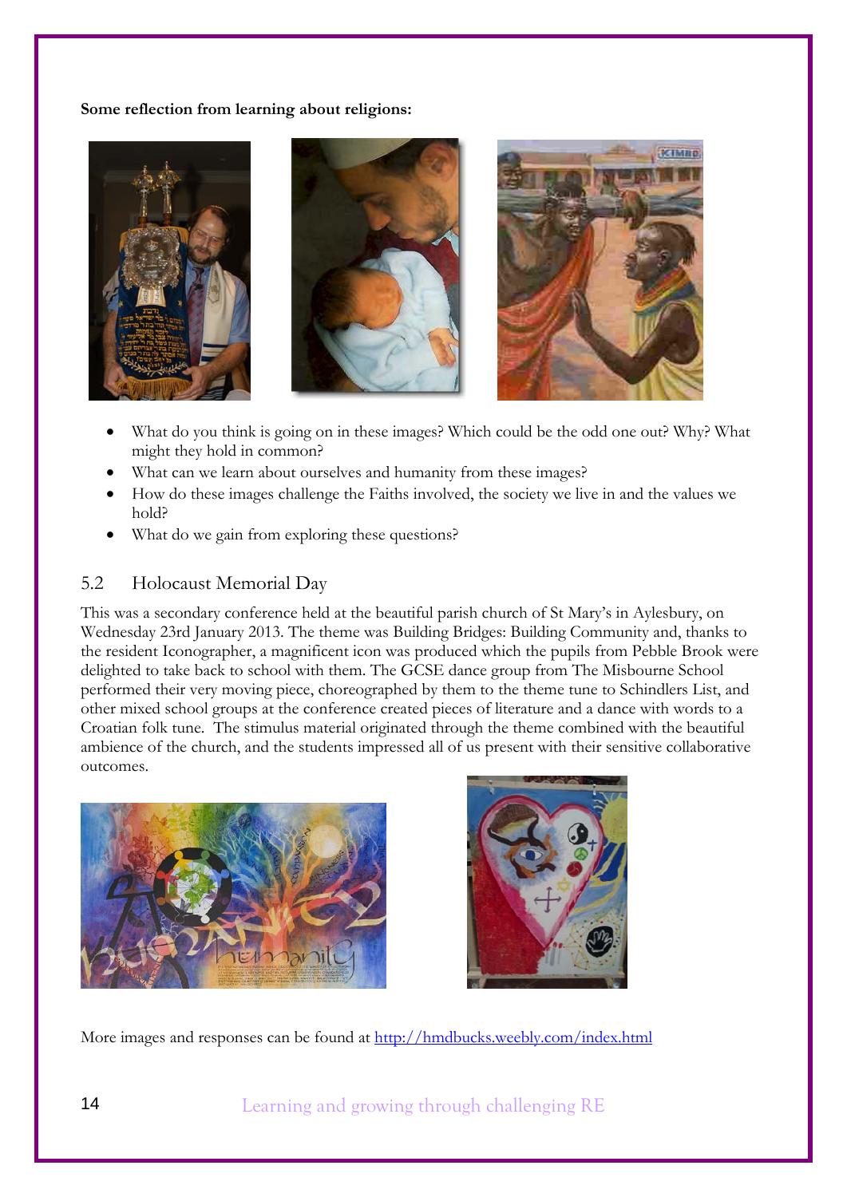**Some reflection from learning about religions:**

- What do you think is going on in these images? Which could be the odd one out? Why? What might they hold in common?
- What can we learn about ourselves and humanity from these images?
- How do these images challenge the Faiths involved, the society we live in and the values we hold?
- What do we gain from exploring these questions?

## 5.2 Holocaust Memorial Day

This was a secondary conference held at the beautiful parish church of St Mary's in Aylesbury, on Wednesday 23rd January 2013. The theme was Building Bridges: Building Community and, thanks to the resident Iconographer, a magnificent icon was produced which the pupils from Pebble Brook were delighted to take back to school with them. The GCSE dance group from The Misbourne School performed their very moving piece, choreographed by them to the theme tune to Schindlers List, and other mixed school groups at the conference created pieces of literature and a dance with words to a Croatian folk tune. The stimulus material originated through the theme combined with the beautiful ambience of the church, and the students impressed all of us present with their sensitive collaborative outcomes.

More images and responses can be found at [http://hmdbucks.weebly.com/index.html](http://hmdbucks.weebly.com/index.html)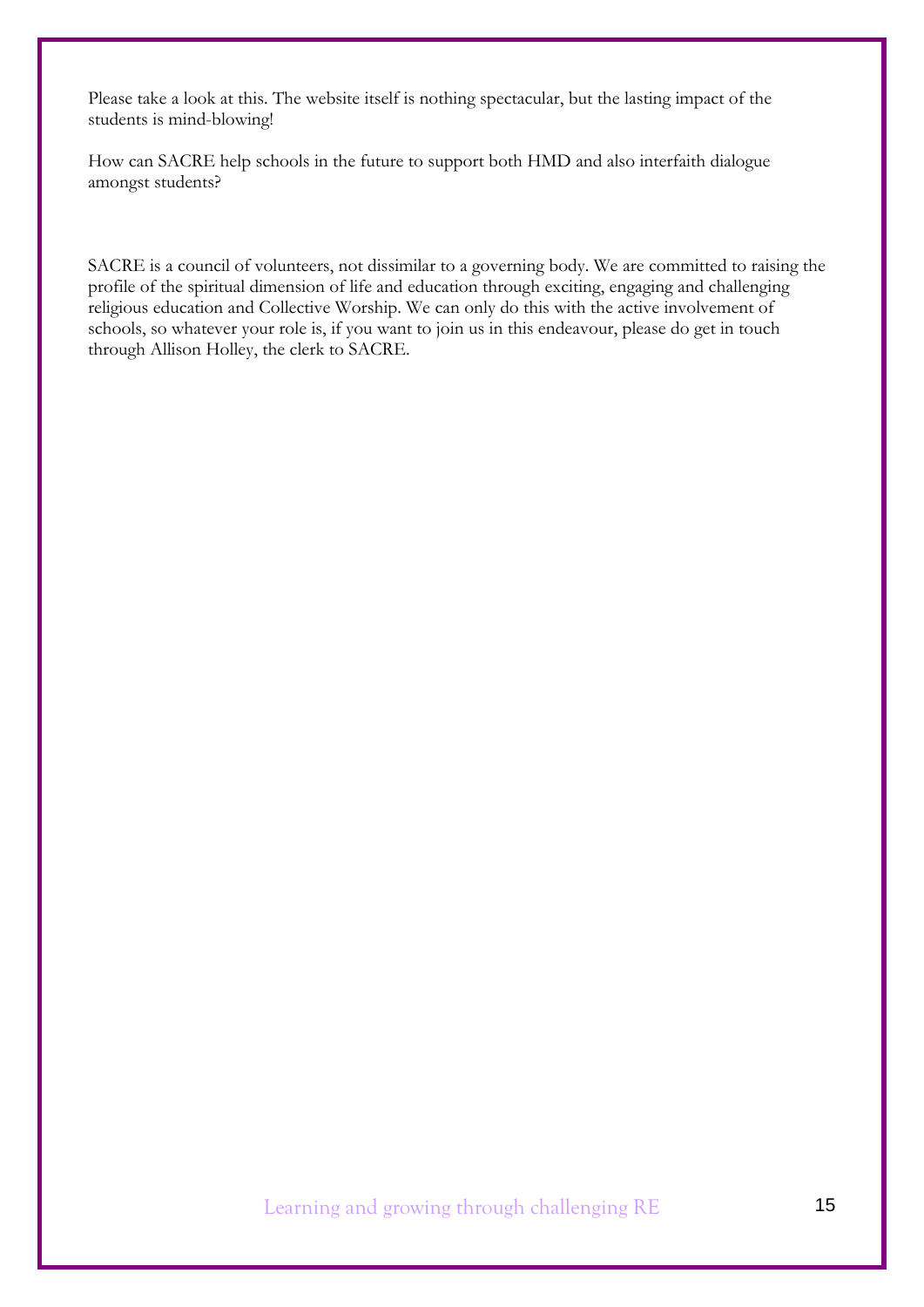Please take a look at this. The website itself is nothing spectacular, but the lasting impact of the students is mind-blowing!

How can SACRE help schools in the future to support both HMD and also interfaith dialogue amongst students?

SACRE is a council of volunteers, not dissimilar to a governing body. We are committed to raising the profile of the spiritual dimension of life and education through exciting, engaging and challenging religious education and Collective Worship. We can only do this with the active involvement of schools, so whatever your role is, if you want to join us in this endeavour, please do get in touch through Allison Holley, the clerk to SACRE.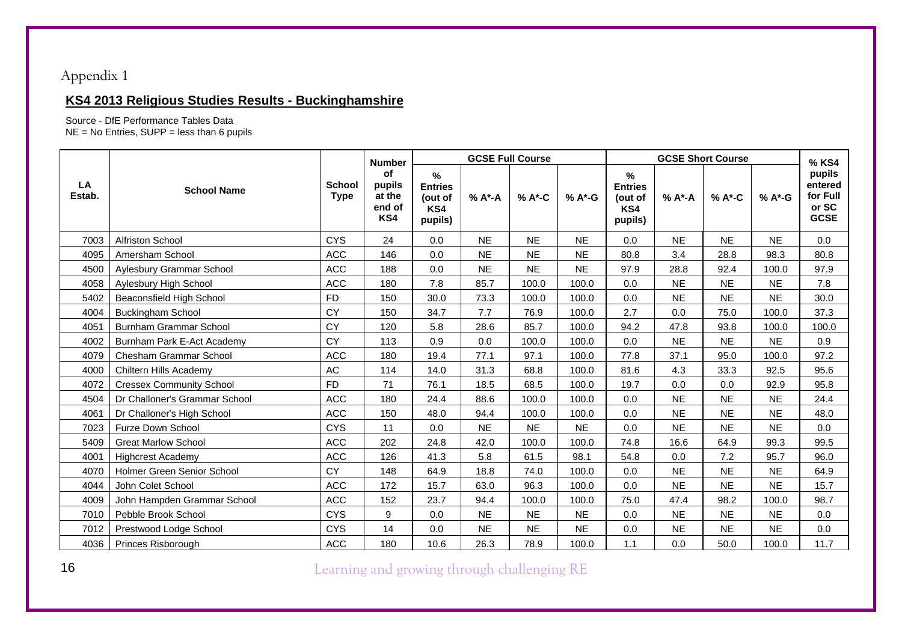Appendix 1

## KS4 2013 Religious Studies Results - Buckinghamshire

Source - DfE Performance Tables Data
NE = No Entries, SUPP = less than 6 pupils

| LA Estab. | School Name | School Type | Number of pupils at the end of KS4 | GCSE Full Course | | | | GCSE Short Course | | | | % KS4 pupils entered for Full or SC GCSE |
|---|---|---|---|---|---|---|---|---|---|---|---|---|
| | | | | % Entries (out of KS4 pupils) | % A*-A | % A*-C | % A*-G | % Entries (out of KS4 pupils) | % A*-A | % A*-C | % A*-G | |
| 7003 | Alfriston School | CYS | 24 | 0.0 | NE | NE | NE | 0.0 | NE | NE | NE | 0.0 |
| 4095 | Amersham School | ACC | 146 | 0.0 | NE | NE | NE | 80.8 | 3.4 | 28.8 | 98.3 | 80.8 |
| 4500 | Aylesbury Grammar School | ACC | 188 | 0.0 | NE | NE | NE | 97.9 | 28.8 | 92.4 | 100.0 | 97.9 |
| 4058 | Aylesbury High School | ACC | 180 | 7.8 | 85.7 | 100.0 | 100.0 | 0.0 | NE | NE | NE | 7.8 |
| 5402 | Beaconsfield High School | FD | 150 | 30.0 | 73.3 | 100.0 | 100.0 | 0.0 | NE | NE | NE | 30.0 |
| 4004 | Buckingham School | CY | 150 | 34.7 | 7.7 | 76.9 | 100.0 | 2.7 | 0.0 | 75.0 | 100.0 | 37.3 |
| 4051 | Burnham Grammar School | CY | 120 | 5.8 | 28.6 | 85.7 | 100.0 | 94.2 | 47.8 | 93.8 | 100.0 | 100.0 |
| 4002 | Burnham Park E-Act Academy | CY | 113 | 0.9 | 0.0 | 100.0 | 100.0 | 0.0 | NE | NE | NE | 0.9 |
| 4079 | Chesham Grammar School | ACC | 180 | 19.4 | 77.1 | 97.1 | 100.0 | 77.8 | 37.1 | 95.0 | 100.0 | 97.2 |
| 4000 | Chiltern Hills Academy | AC | 114 | 14.0 | 31.3 | 68.8 | 100.0 | 81.6 | 4.3 | 33.3 | 92.5 | 95.6 |
| 4072 | Cressex Community School | FD | 71 | 76.1 | 18.5 | 68.5 | 100.0 | 19.7 | 0.0 | 0.0 | 92.9 | 95.8 |
| 4504 | Dr Challoner's Grammar School | ACC | 180 | 24.4 | 88.6 | 100.0 | 100.0 | 0.0 | NE | NE | NE | 24.4 |
| 4061 | Dr Challoner's High School | ACC | 150 | 48.0 | 94.4 | 100.0 | 100.0 | 0.0 | NE | NE | NE | 48.0 |
| 7023 | Furze Down School | CYS | 11 | 0.0 | NE | NE | NE | 0.0 | NE | NE | NE | 0.0 |
| 5409 | Great Marlow School | ACC | 202 | 24.8 | 42.0 | 100.0 | 100.0 | 74.8 | 16.6 | 64.9 | 99.3 | 99.5 |
| 4001 | Highcrest Academy | ACC | 126 | 41.3 | 5.8 | 61.5 | 98.1 | 54.8 | 0.0 | 7.2 | 95.7 | 96.0 |
| 4070 | Holmer Green Senior School | CY | 148 | 64.9 | 18.8 | 74.0 | 100.0 | 0.0 | NE | NE | NE | 64.9 |
| 4044 | John Colet School | ACC | 172 | 15.7 | 63.0 | 96.3 | 100.0 | 0.0 | NE | NE | NE | 15.7 |
| 4009 | John Hampden Grammar School | ACC | 152 | 23.7 | 94.4 | 100.0 | 100.0 | 75.0 | 47.4 | 98.2 | 100.0 | 98.7 |
| 7010 | Pebble Brook School | CYS | 9 | 0.0 | NE | NE | NE | 0.0 | NE | NE | NE | 0.0 |
| 7012 | Prestwood Lodge School | CYS | 14 | 0.0 | NE | NE | NE | 0.0 | NE | NE | NE | 0.0 |
| 4036 | Princes Risborough | ACC | 180 | 10.6 | 26.3 | 78.9 | 100.0 | 1.1 | 0.0 | 50.0 | 100.0 | 11.7 |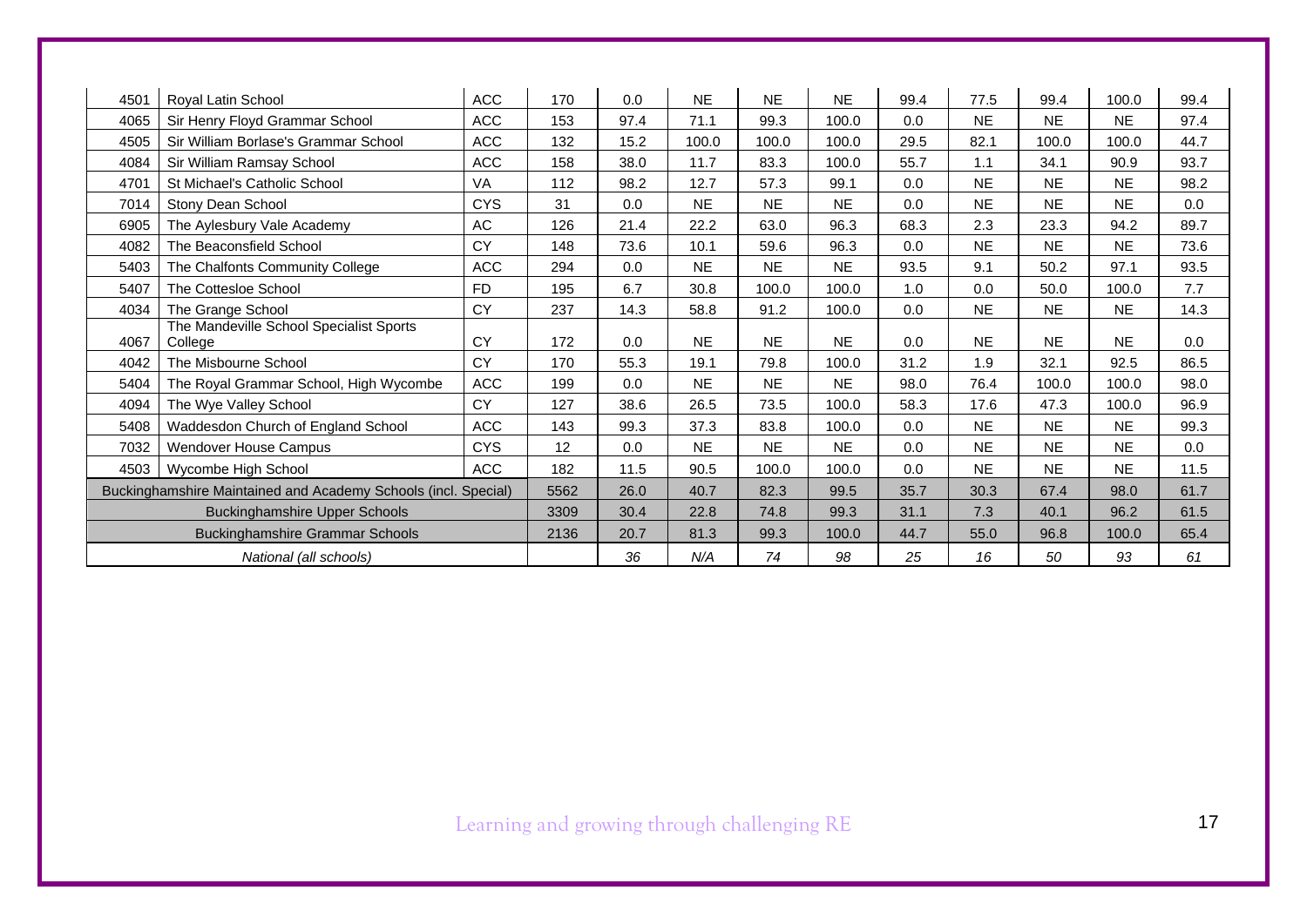| | | | | | | | | | | | | | |
|---|---|---|---|---|---|---|---|---|---|---|---|---|---|
| 4501 | Royal Latin School | ACC | 170 | 0.0 | NE | NE | NE | 99.4 | 77.5 | 99.4 | 100.0 | 99.4 |
| 4065 | Sir Henry Floyd Grammar School | ACC | 153 | 97.4 | 71.1 | 99.3 | 100.0 | 0.0 | NE | NE | NE | 97.4 |
| 4505 | Sir William Borlase's Grammar School | ACC | 132 | 15.2 | 100.0 | 100.0 | 100.0 | 29.5 | 82.1 | 100.0 | 100.0 | 44.7 |
| 4084 | Sir William Ramsay School | ACC | 158 | 38.0 | 11.7 | 83.3 | 100.0 | 55.7 | 1.1 | 34.1 | 90.9 | 93.7 |
| 4701 | St Michael's Catholic School | VA | 112 | 98.2 | 12.7 | 57.3 | 99.1 | 0.0 | NE | NE | NE | 98.2 |
| 7014 | Stony Dean School | CYS | 31 | 0.0 | NE | NE | NE | 0.0 | NE | NE | NE | 0.0 |
| 6905 | The Aylesbury Vale Academy | AC | 126 | 21.4 | 22.2 | 63.0 | 96.3 | 68.3 | 2.3 | 23.3 | 94.2 | 89.7 |
| 4082 | The Beaconsfield School | CY | 148 | 73.6 | 10.1 | 59.6 | 96.3 | 0.0 | NE | NE | NE | 73.6 |
| 5403 | The Chalfonts Community College | ACC | 294 | 0.0 | NE | NE | NE | 93.5 | 9.1 | 50.2 | 97.1 | 93.5 |
| 5407 | The Cottesloe School | FD | 195 | 6.7 | 30.8 | 100.0 | 100.0 | 1.0 | 0.0 | 50.0 | 100.0 | 7.7 |
| 4034 | The Grange School | CY | 237 | 14.3 | 58.8 | 91.2 | 100.0 | 0.0 | NE | NE | NE | 14.3 |
| 4067 | The Mandeville School Specialist Sports College | CY | 172 | 0.0 | NE | NE | NE | 0.0 | NE | NE | NE | 0.0 |
| 4042 | The Misbourne School | CY | 170 | 55.3 | 19.1 | 79.8 | 100.0 | 31.2 | 1.9 | 32.1 | 92.5 | 86.5 |
| 5404 | The Royal Grammar School, High Wycombe | ACC | 199 | 0.0 | NE | NE | NE | 98.0 | 76.4 | 100.0 | 100.0 | 98.0 |
| 4094 | The Wye Valley School | CY | 127 | 38.6 | 26.5 | 73.5 | 100.0 | 58.3 | 17.6 | 47.3 | 100.0 | 96.9 |
| 5408 | Waddesdon Church of England School | ACC | 143 | 99.3 | 37.3 | 83.8 | 100.0 | 0.0 | NE | NE | NE | 99.3 |
| 7032 | Wendover House Campus | CYS | 12 | 0.0 | NE | NE | NE | 0.0 | NE | NE | NE | 0.0 |
| 4503 | Wycombe High School | ACC | 182 | 11.5 | 90.5 | 100.0 | 100.0 | 0.0 | NE | NE | NE | 11.5 |
| Buckinghamshire Maintained and Academy Schools (incl. Special) | | | 5562 | 26.0 | 40.7 | 82.3 | 99.5 | 35.7 | 30.3 | 67.4 | 98.0 | 61.7 |
| Buckinghamshire Upper Schools | | | 3309 | 30.4 | 22.8 | 74.8 | 99.3 | 31.1 | 7.3 | 40.1 | 96.2 | 61.5 |
| Buckinghamshire Grammar Schools | | | 2136 | 20.7 | 81.3 | 99.3 | 100.0 | 44.7 | 55.0 | 96.8 | 100.0 | 65.4 |
| *National (all schools)* | | | | *36* | *N/A* | *74* | *98* | *25* | *16* | *50* | *93* | *61* |

Learning and growing through challenging RE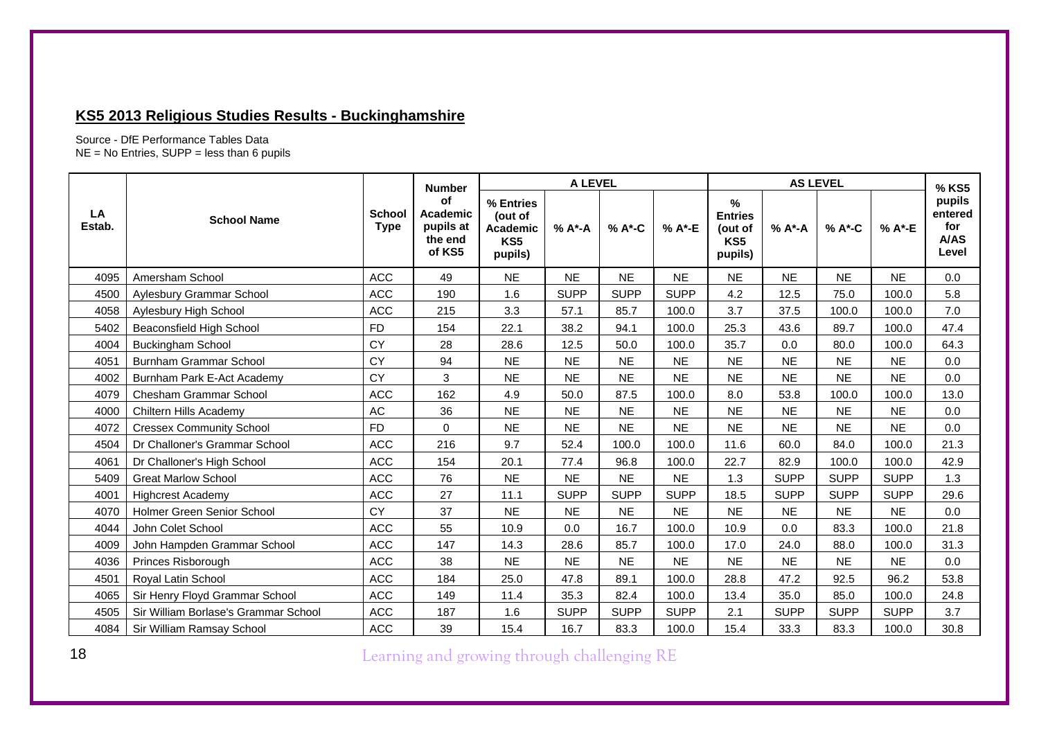## KS5 2013 Religious Studies Results - Buckinghamshire

Source - DfE Performance Tables Data
NE = No Entries, SUPP = less than 6 pupils

| LA Estab. | School Name | School Type | Number of Academic pupils at the end of KS5 | A LEVEL | | | | AS LEVEL | | | | % KS5 pupils entered for A/AS Level |
|---|---|---|---|---|---|---|---|---|---|---|---|---|
| | | | | % Entries (out of Academic KS5 pupils) | % A*-A | % A*-C | % A*-E | % Entries (out of KS5 pupils) | % A*-A | % A*-C | % A*-E | |
| 4095 | Amersham School | ACC | 49 | NE | NE | NE | NE | NE | NE | NE | NE | 0.0 |
| 4500 | Aylesbury Grammar School | ACC | 190 | 1.6 | SUPP | SUPP | SUPP | 4.2 | 12.5 | 75.0 | 100.0 | 5.8 |
| 4058 | Aylesbury High School | ACC | 215 | 3.3 | 57.1 | 85.7 | 100.0 | 3.7 | 37.5 | 100.0 | 100.0 | 7.0 |
| 5402 | Beaconsfield High School | FD | 154 | 22.1 | 38.2 | 94.1 | 100.0 | 25.3 | 43.6 | 89.7 | 100.0 | 47.4 |
| 4004 | Buckingham School | CY | 28 | 28.6 | 12.5 | 50.0 | 100.0 | 35.7 | 0.0 | 80.0 | 100.0 | 64.3 |
| 4051 | Burnham Grammar School | CY | 94 | NE | NE | NE | NE | NE | NE | NE | NE | 0.0 |
| 4002 | Burnham Park E-Act Academy | CY | 3 | NE | NE | NE | NE | NE | NE | NE | NE | 0.0 |
| 4079 | Chesham Grammar School | ACC | 162 | 4.9 | 50.0 | 87.5 | 100.0 | 8.0 | 53.8 | 100.0 | 100.0 | 13.0 |
| 4000 | Chiltern Hills Academy | AC | 36 | NE | NE | NE | NE | NE | NE | NE | NE | 0.0 |
| 4072 | Cressex Community School | FD | 0 | NE | NE | NE | NE | NE | NE | NE | NE | 0.0 |
| 4504 | Dr Challoner's Grammar School | ACC | 216 | 9.7 | 52.4 | 100.0 | 100.0 | 11.6 | 60.0 | 84.0 | 100.0 | 21.3 |
| 4061 | Dr Challoner's High School | ACC | 154 | 20.1 | 77.4 | 96.8 | 100.0 | 22.7 | 82.9 | 100.0 | 100.0 | 42.9 |
| 5409 | Great Marlow School | ACC | 76 | NE | NE | NE | NE | 1.3 | SUPP | SUPP | SUPP | 1.3 |
| 4001 | Highcrest Academy | ACC | 27 | 11.1 | SUPP | SUPP | SUPP | 18.5 | SUPP | SUPP | SUPP | 29.6 |
| 4070 | Holmer Green Senior School | CY | 37 | NE | NE | NE | NE | NE | NE | NE | NE | 0.0 |
| 4044 | John Colet School | ACC | 55 | 10.9 | 0.0 | 16.7 | 100.0 | 10.9 | 0.0 | 83.3 | 100.0 | 21.8 |
| 4009 | John Hampden Grammar School | ACC | 147 | 14.3 | 28.6 | 85.7 | 100.0 | 17.0 | 24.0 | 88.0 | 100.0 | 31.3 |
| 4036 | Princes Risborough | ACC | 38 | NE | NE | NE | NE | NE | NE | NE | NE | 0.0 |
| 4501 | Royal Latin School | ACC | 184 | 25.0 | 47.8 | 89.1 | 100.0 | 28.8 | 47.2 | 92.5 | 96.2 | 53.8 |
| 4065 | Sir Henry Floyd Grammar School | ACC | 149 | 11.4 | 35.3 | 82.4 | 100.0 | 13.4 | 35.0 | 85.0 | 100.0 | 24.8 |
| 4505 | Sir William Borlase's Grammar School | ACC | 187 | 1.6 | SUPP | SUPP | SUPP | 2.1 | SUPP | SUPP | SUPP | 3.7 |
| 4084 | Sir William Ramsay School | ACC | 39 | 15.4 | 16.7 | 83.3 | 100.0 | 15.4 | 33.3 | 83.3 | 100.0 | 30.8 |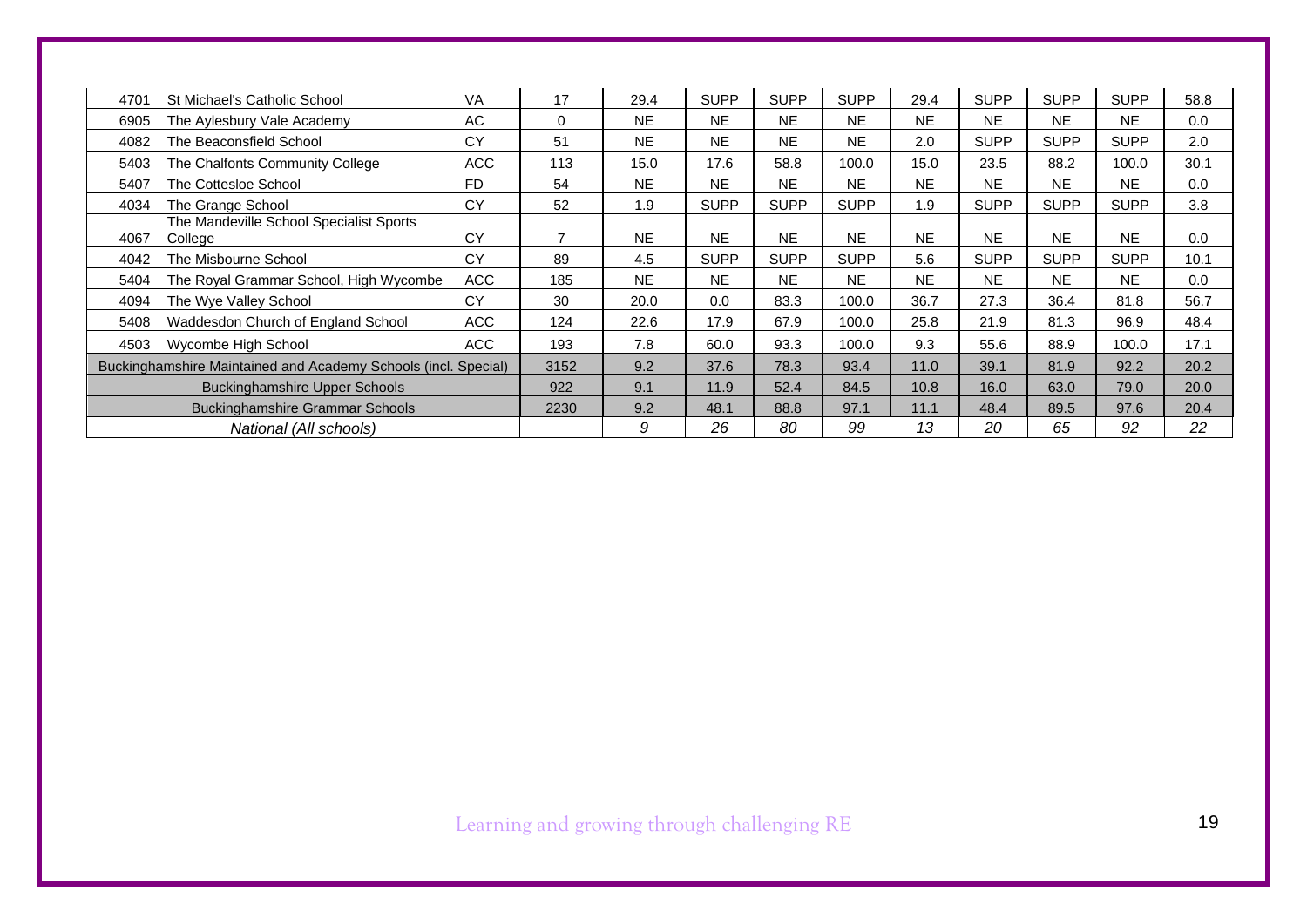| | | | | | | | | | | | | |
|---|---|---|---|---|---|---|---|---|---|---|---|---|
| 4701 | St Michael's Catholic School | VA | 17 | 29.4 | SUPP | SUPP | SUPP | 29.4 | SUPP | SUPP | SUPP | 58.8 |
| 6905 | The Aylesbury Vale Academy | AC | 0 | NE | NE | NE | NE | NE | NE | NE | NE | 0.0 |
| 4082 | The Beaconsfield School | CY | 51 | NE | NE | NE | NE | 2.0 | SUPP | SUPP | SUPP | 2.0 |
| 5403 | The Chalfonts Community College | ACC | 113 | 15.0 | 17.6 | 58.8 | 100.0 | 15.0 | 23.5 | 88.2 | 100.0 | 30.1 |
| 5407 | The Cottesloe School | FD | 54 | NE | NE | NE | NE | NE | NE | NE | NE | 0.0 |
| 4034 | The Grange School | CY | 52 | 1.9 | SUPP | SUPP | SUPP | 1.9 | SUPP | SUPP | SUPP | 3.8 |
| 4067 | The Mandeville School Specialist Sports College | CY | 7 | NE | NE | NE | NE | NE | NE | NE | NE | 0.0 |
| 4042 | The Misbourne School | CY | 89 | 4.5 | SUPP | SUPP | SUPP | 5.6 | SUPP | SUPP | SUPP | 10.1 |
| 5404 | The Royal Grammar School, High Wycombe | ACC | 185 | NE | NE | NE | NE | NE | NE | NE | NE | 0.0 |
| 4094 | The Wye Valley School | CY | 30 | 20.0 | 0.0 | 83.3 | 100.0 | 36.7 | 27.3 | 36.4 | 81.8 | 56.7 |
| 5408 | Waddesdon Church of England School | ACC | 124 | 22.6 | 17.9 | 67.9 | 100.0 | 25.8 | 21.9 | 81.3 | 96.9 | 48.4 |
| 4503 | Wycombe High School | ACC | 193 | 7.8 | 60.0 | 93.3 | 100.0 | 9.3 | 55.6 | 88.9 | 100.0 | 17.1 |
| Buckinghamshire Maintained and Academy Schools (incl. Special) | | | 3152 | 9.2 | 37.6 | 78.3 | 93.4 | 11.0 | 39.1 | 81.9 | 92.2 | 20.2 |
| Buckinghamshire Upper Schools | | | 922 | 9.1 | 11.9 | 52.4 | 84.5 | 10.8 | 16.0 | 63.0 | 79.0 | 20.0 |
| Buckinghamshire Grammar Schools | | | 2230 | 9.2 | 48.1 | 88.8 | 97.1 | 11.1 | 48.4 | 89.5 | 97.6 | 20.4 |
| *National (All schools)* | | | | *9* | *26* | *80* | *99* | *13* | *20* | *65* | *92* | *22* |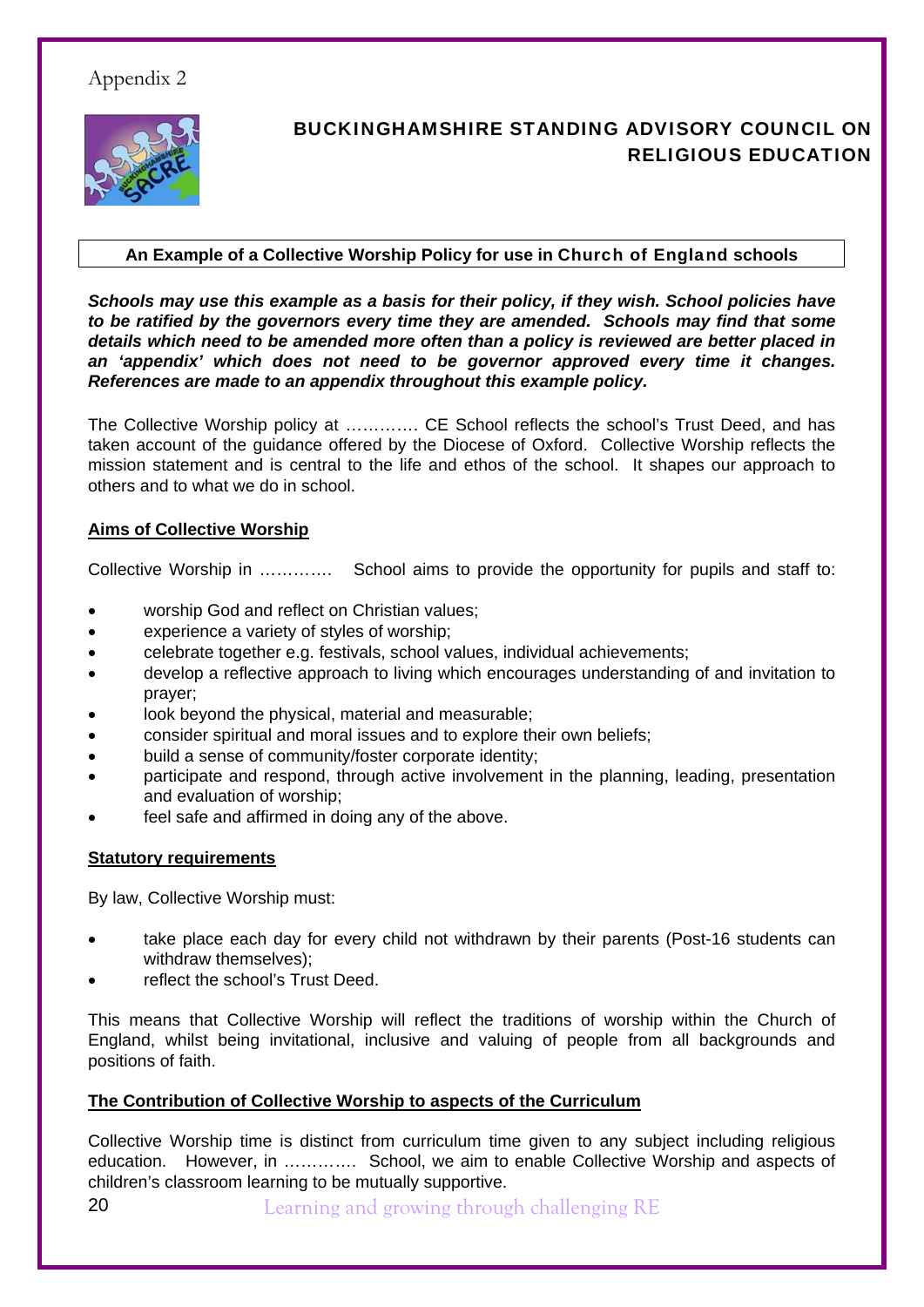Appendix 2

# BUCKINGHAMSHIRE STANDING ADVISORY COUNCIL ON RELIGIOUS EDUCATION

**An Example of a Collective Worship Policy for use in Church of England schools**

***Schools may use this example as a basis for their policy, if they wish. School policies have to be ratified by the governors every time they are amended. Schools may find that some details which need to be amended more often than a policy is reviewed are better placed in an 'appendix' which does not need to be governor approved every time it changes. References are made to an appendix throughout this example policy.***

The Collective Worship policy at …………. CE School reflects the school's Trust Deed, and has taken account of the guidance offered by the Diocese of Oxford. Collective Worship reflects the mission statement and is central to the life and ethos of the school. It shapes our approach to others and to what we do in school.

## Aims of Collective Worship

Collective Worship in …………. School aims to provide the opportunity for pupils and staff to:

- worship God and reflect on Christian values;
- experience a variety of styles of worship;
- celebrate together e.g. festivals, school values, individual achievements;
- develop a reflective approach to living which encourages understanding of and invitation to prayer;
- look beyond the physical, material and measurable;
- consider spiritual and moral issues and to explore their own beliefs;
- build a sense of community/foster corporate identity;
- participate and respond, through active involvement in the planning, leading, presentation and evaluation of worship;
- feel safe and affirmed in doing any of the above.

## Statutory requirements

By law, Collective Worship must:

- take place each day for every child not withdrawn by their parents (Post-16 students can withdraw themselves);
- reflect the school's Trust Deed.

This means that Collective Worship will reflect the traditions of worship within the Church of England, whilst being invitational, inclusive and valuing of people from all backgrounds and positions of faith.

## The Contribution of Collective Worship to aspects of the Curriculum

Collective Worship time is distinct from curriculum time given to any subject including religious education. However, in …………. School, we aim to enable Collective Worship and aspects of children's classroom learning to be mutually supportive.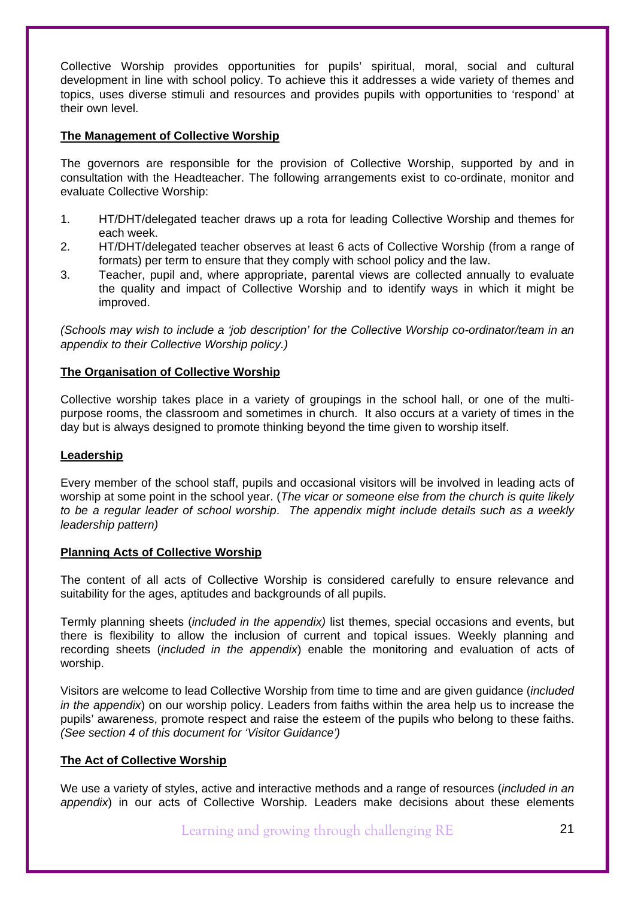Collective Worship provides opportunities for pupils' spiritual, moral, social and cultural development in line with school policy. To achieve this it addresses a wide variety of themes and topics, uses diverse stimuli and resources and provides pupils with opportunities to 'respond' at their own level.

**The Management of Collective Worship**

The governors are responsible for the provision of Collective Worship, supported by and in consultation with the Headteacher. The following arrangements exist to co-ordinate, monitor and evaluate Collective Worship:

1. HT/DHT/delegated teacher draws up a rota for leading Collective Worship and themes for each week.
2. HT/DHT/delegated teacher observes at least 6 acts of Collective Worship (from a range of formats) per term to ensure that they comply with school policy and the law.
3. Teacher, pupil and, where appropriate, parental views are collected annually to evaluate the quality and impact of Collective Worship and to identify ways in which it might be improved.

*(Schools may wish to include a 'job description' for the Collective Worship co-ordinator/team in an appendix to their Collective Worship policy.)*

**The Organisation of Collective Worship**

Collective worship takes place in a variety of groupings in the school hall, or one of the multi-purpose rooms, the classroom and sometimes in church. It also occurs at a variety of times in the day but is always designed to promote thinking beyond the time given to worship itself.

**Leadership**

Every member of the school staff, pupils and occasional visitors will be involved in leading acts of worship at some point in the school year. (*The vicar or someone else from the church is quite likely to be a regular leader of school worship*. *The appendix might include details such as a weekly leadership pattern)*

**Planning Acts of Collective Worship**

The content of all acts of Collective Worship is considered carefully to ensure relevance and suitability for the ages, aptitudes and backgrounds of all pupils.

Termly planning sheets (*included in the appendix)* list themes, special occasions and events, but there is flexibility to allow the inclusion of current and topical issues. Weekly planning and recording sheets (*included in the appendix*) enable the monitoring and evaluation of acts of worship.

Visitors are welcome to lead Collective Worship from time to time and are given guidance (*included in the appendix*) on our worship policy. Leaders from faiths within the area help us to increase the pupils' awareness, promote respect and raise the esteem of the pupils who belong to these faiths. *(See section 4 of this document for 'Visitor Guidance')*

**The Act of Collective Worship**

We use a variety of styles, active and interactive methods and a range of resources (*included in an appendix*) in our acts of Collective Worship. Leaders make decisions about these elements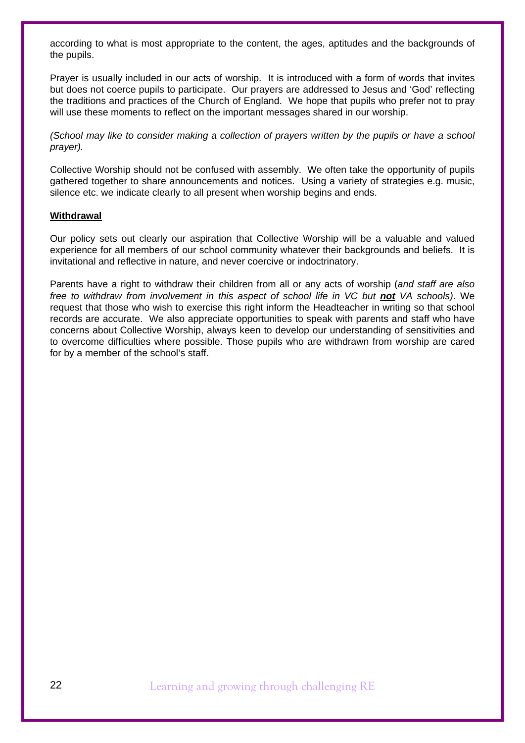according to what is most appropriate to the content, the ages, aptitudes and the backgrounds of the pupils.

Prayer is usually included in our acts of worship. It is introduced with a form of words that invites but does not coerce pupils to participate. Our prayers are addressed to Jesus and 'God' reflecting the traditions and practices of the Church of England. We hope that pupils who prefer not to pray will use these moments to reflect on the important messages shared in our worship.

*(School may like to consider making a collection of prayers written by the pupils or have a school prayer).*

Collective Worship should not be confused with assembly. We often take the opportunity of pupils gathered together to share announcements and notices. Using a variety of strategies e.g. music, silence etc. we indicate clearly to all present when worship begins and ends.

**Withdrawal**

Our policy sets out clearly our aspiration that Collective Worship will be a valuable and valued experience for all members of our school community whatever their backgrounds and beliefs. It is invitational and reflective in nature, and never coercive or indoctrinatory.

Parents have a right to withdraw their children from all or any acts of worship (*and staff are also free to withdraw from involvement in this aspect of school life in VC but **not** VA schools)*. We request that those who wish to exercise this right inform the Headteacher in writing so that school records are accurate. We also appreciate opportunities to speak with parents and staff who have concerns about Collective Worship, always keen to develop our understanding of sensitivities and to overcome difficulties where possible. Those pupils who are withdrawn from worship are cared for by a member of the school's staff.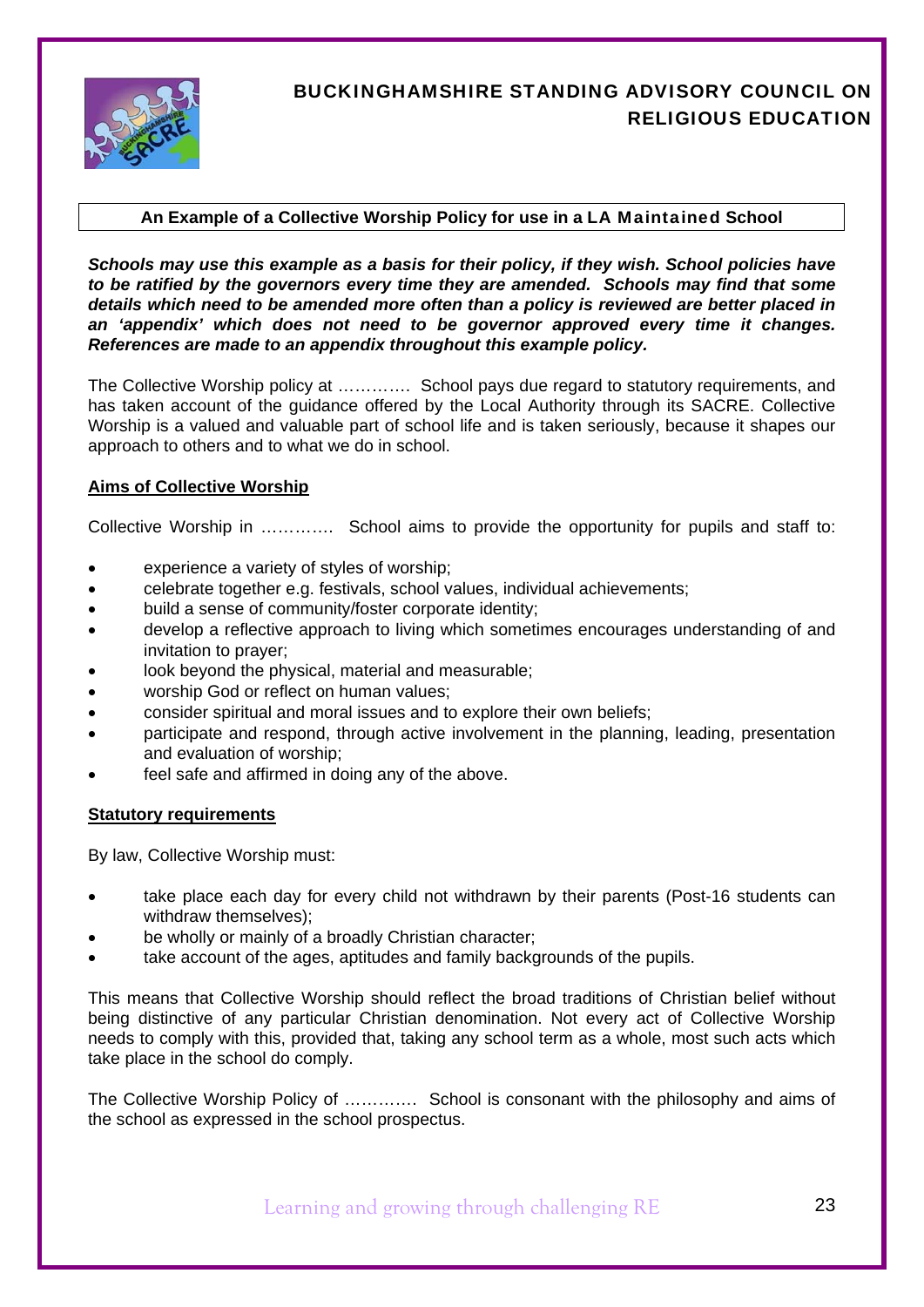## BUCKINGHAMSHIRE STANDING ADVISORY COUNCIL ON RELIGIOUS EDUCATION

### An Example of a Collective Worship Policy for use in a LA Maintained School

***Schools may use this example as a basis for their policy, if they wish. School policies have to be ratified by the governors every time they are amended. Schools may find that some details which need to be amended more often than a policy is reviewed are better placed in an 'appendix' which does not need to be governor approved every time it changes. References are made to an appendix throughout this example policy.***

The Collective Worship policy at …………. School pays due regard to statutory requirements, and has taken account of the guidance offered by the Local Authority through its SACRE. Collective Worship is a valued and valuable part of school life and is taken seriously, because it shapes our approach to others and to what we do in school.

**Aims of Collective Worship**

Collective Worship in …………. School aims to provide the opportunity for pupils and staff to:

- experience a variety of styles of worship;
- celebrate together e.g. festivals, school values, individual achievements;
- build a sense of community/foster corporate identity;
- develop a reflective approach to living which sometimes encourages understanding of and invitation to prayer;
- look beyond the physical, material and measurable;
- worship God or reflect on human values;
- consider spiritual and moral issues and to explore their own beliefs;
- participate and respond, through active involvement in the planning, leading, presentation and evaluation of worship;
- feel safe and affirmed in doing any of the above.

**Statutory requirements**

By law, Collective Worship must:

- take place each day for every child not withdrawn by their parents (Post-16 students can withdraw themselves);
- be wholly or mainly of a broadly Christian character;
- take account of the ages, aptitudes and family backgrounds of the pupils.

This means that Collective Worship should reflect the broad traditions of Christian belief without being distinctive of any particular Christian denomination. Not every act of Collective Worship needs to comply with this, provided that, taking any school term as a whole, most such acts which take place in the school do comply.

The Collective Worship Policy of …………. School is consonant with the philosophy and aims of the school as expressed in the school prospectus.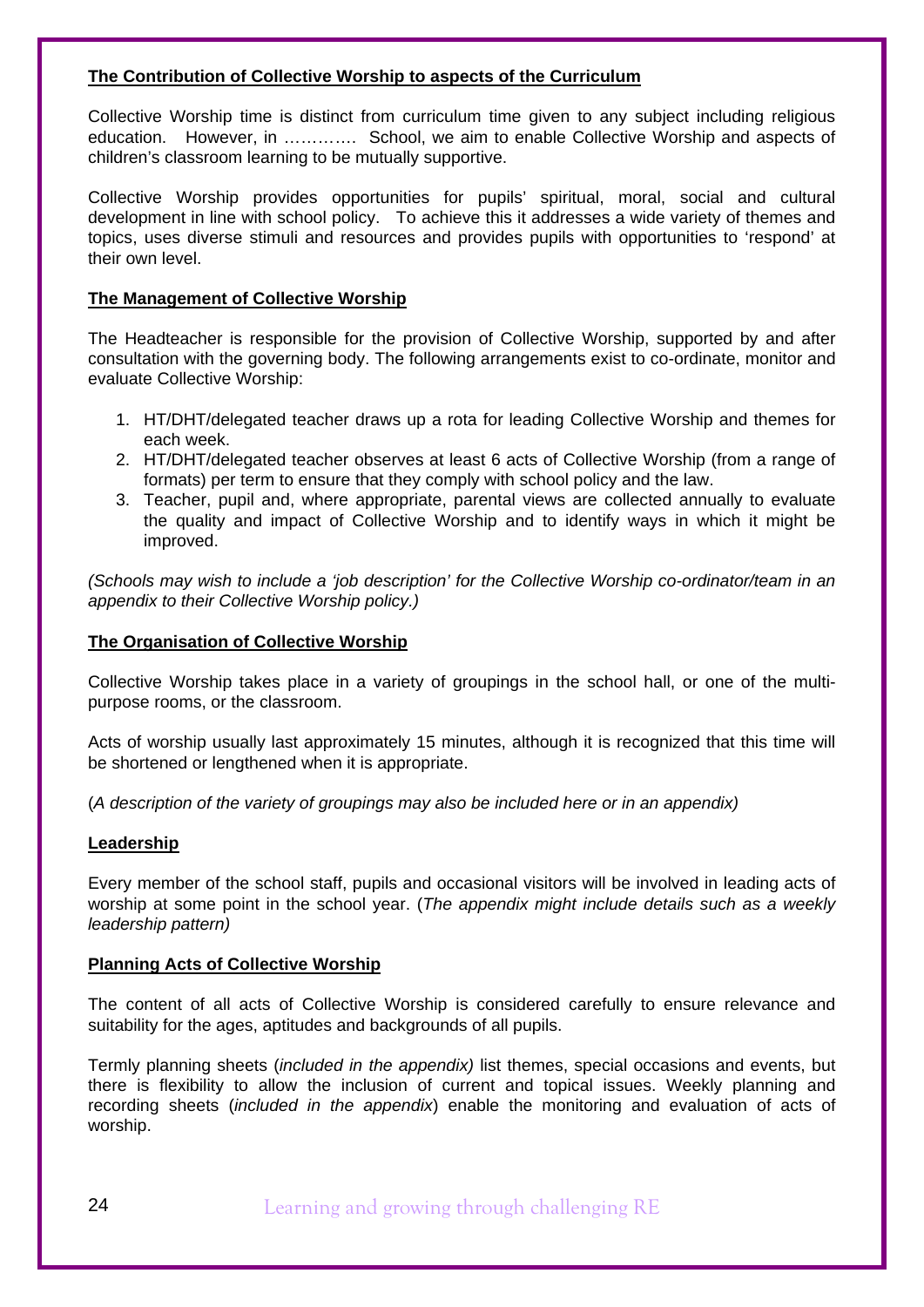**The Contribution of Collective Worship to aspects of the Curriculum**

Collective Worship time is distinct from curriculum time given to any subject including religious education. However, in …………. School, we aim to enable Collective Worship and aspects of children's classroom learning to be mutually supportive.

Collective Worship provides opportunities for pupils' spiritual, moral, social and cultural development in line with school policy. To achieve this it addresses a wide variety of themes and topics, uses diverse stimuli and resources and provides pupils with opportunities to 'respond' at their own level.

**The Management of Collective Worship**

The Headteacher is responsible for the provision of Collective Worship, supported by and after consultation with the governing body. The following arrangements exist to co-ordinate, monitor and evaluate Collective Worship:

1. HT/DHT/delegated teacher draws up a rota for leading Collective Worship and themes for each week.
2. HT/DHT/delegated teacher observes at least 6 acts of Collective Worship (from a range of formats) per term to ensure that they comply with school policy and the law.
3. Teacher, pupil and, where appropriate, parental views are collected annually to evaluate the quality and impact of Collective Worship and to identify ways in which it might be improved.

*(Schools may wish to include a 'job description' for the Collective Worship co-ordinator/team in an appendix to their Collective Worship policy.)*

**The Organisation of Collective Worship**

Collective Worship takes place in a variety of groupings in the school hall, or one of the multi-purpose rooms, or the classroom.

Acts of worship usually last approximately 15 minutes, although it is recognized that this time will be shortened or lengthened when it is appropriate.

(*A description of the variety of groupings may also be included here or in an appendix)*

**Leadership**

Every member of the school staff, pupils and occasional visitors will be involved in leading acts of worship at some point in the school year. (*The appendix might include details such as a weekly leadership pattern)*

**Planning Acts of Collective Worship**

The content of all acts of Collective Worship is considered carefully to ensure relevance and suitability for the ages, aptitudes and backgrounds of all pupils.

Termly planning sheets (*included in the appendix)* list themes, special occasions and events, but there is flexibility to allow the inclusion of current and topical issues. Weekly planning and recording sheets (*included in the appendix*) enable the monitoring and evaluation of acts of worship.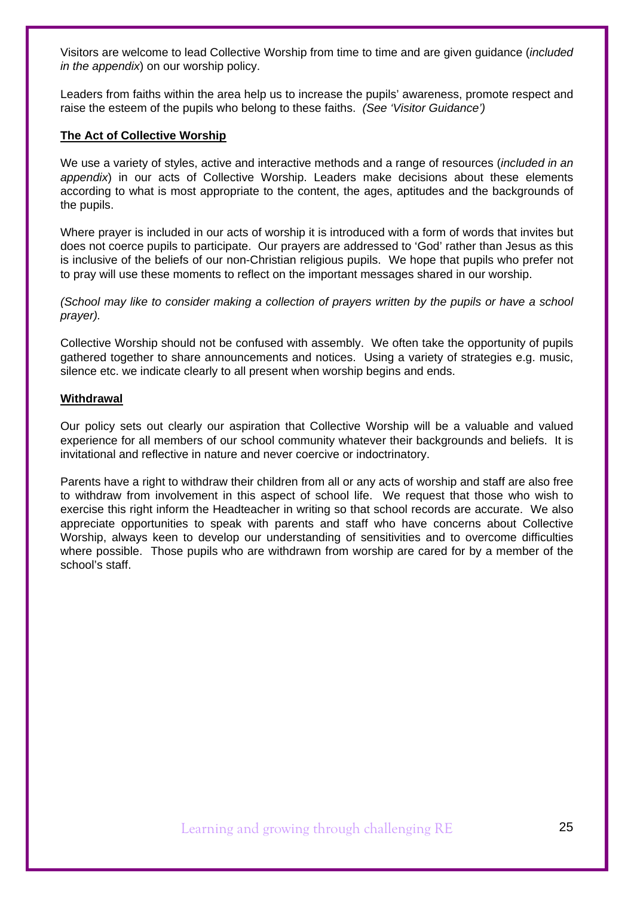Visitors are welcome to lead Collective Worship from time to time and are given guidance (*included in the appendix*) on our worship policy.

Leaders from faiths within the area help us to increase the pupils' awareness, promote respect and raise the esteem of the pupils who belong to these faiths. *(See 'Visitor Guidance')*

**The Act of Collective Worship**

We use a variety of styles, active and interactive methods and a range of resources (*included in an appendix*) in our acts of Collective Worship. Leaders make decisions about these elements according to what is most appropriate to the content, the ages, aptitudes and the backgrounds of the pupils.

Where prayer is included in our acts of worship it is introduced with a form of words that invites but does not coerce pupils to participate. Our prayers are addressed to 'God' rather than Jesus as this is inclusive of the beliefs of our non-Christian religious pupils. We hope that pupils who prefer not to pray will use these moments to reflect on the important messages shared in our worship.

*(School may like to consider making a collection of prayers written by the pupils or have a school prayer).*

Collective Worship should not be confused with assembly. We often take the opportunity of pupils gathered together to share announcements and notices. Using a variety of strategies e.g. music, silence etc. we indicate clearly to all present when worship begins and ends.

**Withdrawal**

Our policy sets out clearly our aspiration that Collective Worship will be a valuable and valued experience for all members of our school community whatever their backgrounds and beliefs. It is invitational and reflective in nature and never coercive or indoctrinatory.

Parents have a right to withdraw their children from all or any acts of worship and staff are also free to withdraw from involvement in this aspect of school life. We request that those who wish to exercise this right inform the Headteacher in writing so that school records are accurate. We also appreciate opportunities to speak with parents and staff who have concerns about Collective Worship, always keen to develop our understanding of sensitivities and to overcome difficulties where possible. Those pupils who are withdrawn from worship are cared for by a member of the school's staff.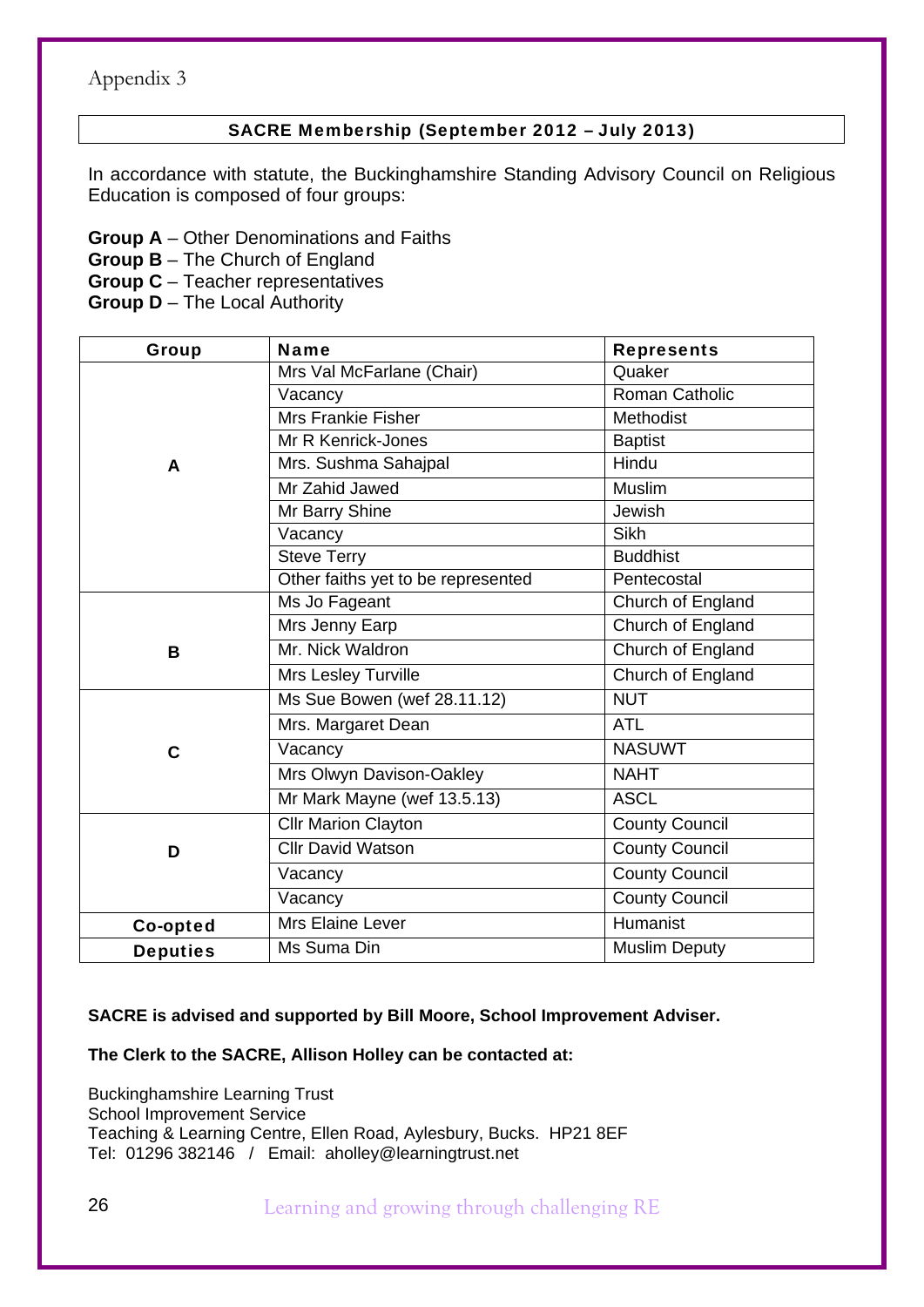Appendix 3

## SACRE Membership (September 2012 – July 2013)

In accordance with statute, the Buckinghamshire Standing Advisory Council on Religious Education is composed of four groups:

**Group A** – Other Denominations and Faiths
**Group B** – The Church of England
**Group C** – Teacher representatives
**Group D** – The Local Authority

| Group | Name | Represents |
|---|---|---|
| A | Mrs Val McFarlane (Chair) | Quaker |
| | Vacancy | Roman Catholic |
| | Mrs Frankie Fisher | Methodist |
| | Mr R Kenrick-Jones | Baptist |
| | Mrs. Sushma Sahajpal | Hindu |
| | Mr Zahid Jawed | Muslim |
| | Mr Barry Shine | Jewish |
| | Vacancy | Sikh |
| | Steve Terry | Buddhist |
| | Other faiths yet to be represented | Pentecostal |
| B | Ms Jo Fageant | Church of England |
| | Mrs Jenny Earp | Church of England |
| | Mr. Nick Waldron | Church of England |
| | Mrs Lesley Turville | Church of England |
| C | Ms Sue Bowen (wef 28.11.12) | NUT |
| | Mrs. Margaret Dean | ATL |
| | Vacancy | NASUWT |
| | Mrs Olwyn Davison-Oakley | NAHT |
| | Mr Mark Mayne (wef 13.5.13) | ASCL |
| D | Cllr Marion Clayton | County Council |
| | Cllr David Watson | County Council |
| | Vacancy | County Council |
| | Vacancy | County Council |
| Co-opted | Mrs Elaine Lever | Humanist |
| Deputies | Ms Suma Din | Muslim Deputy |

**SACRE is advised and supported by Bill Moore, School Improvement Adviser.**

**The Clerk to the SACRE, Allison Holley can be contacted at:**

Buckinghamshire Learning Trust
School Improvement Service
Teaching & Learning Centre, Ellen Road, Aylesbury, Bucks. HP21 8EF
Tel: 01296 382146 / Email: aholley@learningtrust.net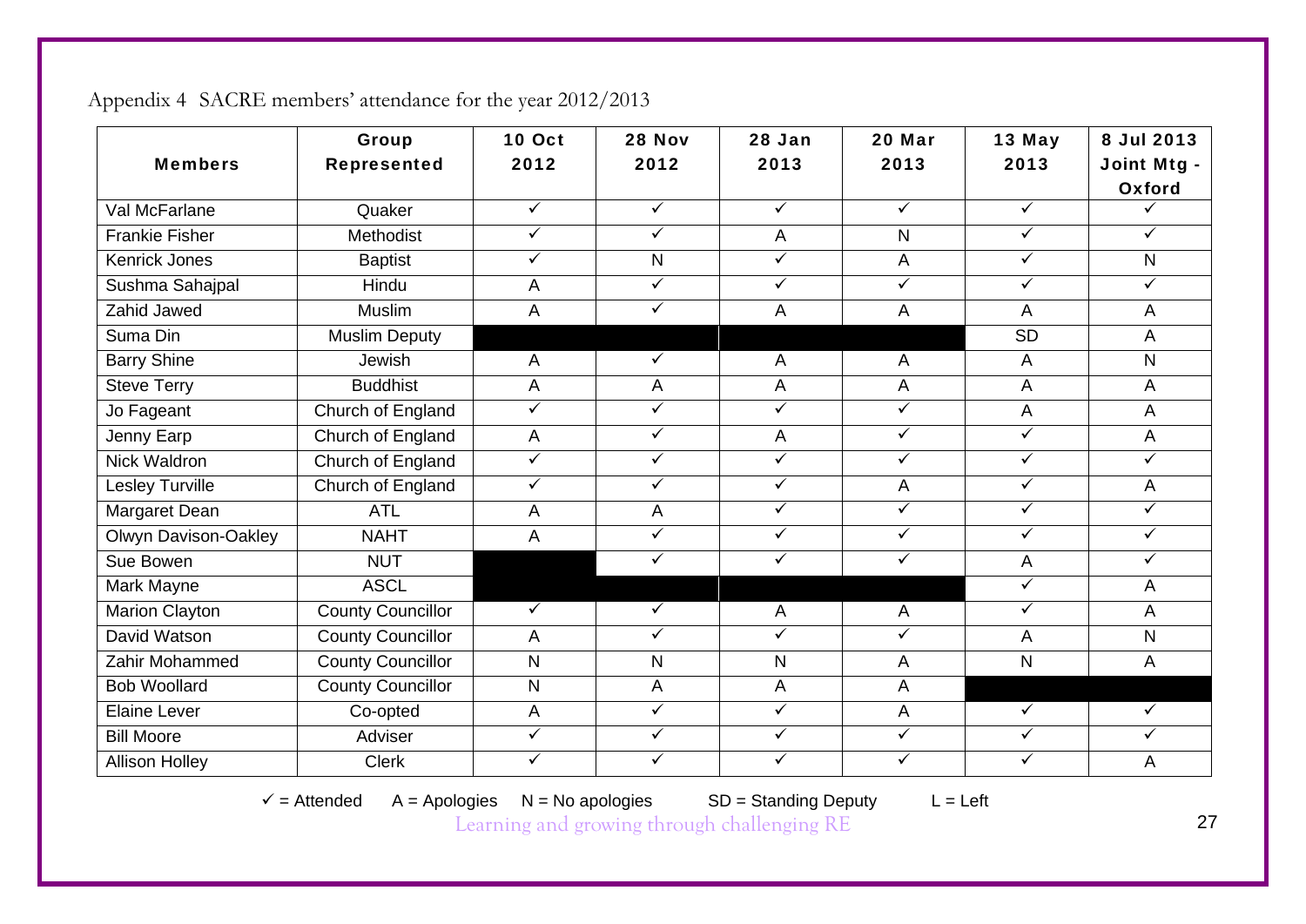Appendix 4 SACRE members' attendance for the year 2012/2013

| Members | Group Represented | 10 Oct 2012 | 28 Nov 2012 | 28 Jan 2013 | 20 Mar 2013 | 13 May 2013 | 8 Jul 2013 Joint Mtg - Oxford |
|---|---|---|---|---|---|---|---|
| Val McFarlane | Quaker | ✓ | ✓ | ✓ | ✓ | ✓ | ✓ |
| Frankie Fisher | Methodist | ✓ | ✓ | A | N | ✓ | ✓ |
| Kenrick Jones | Baptist | ✓ | N | ✓ | A | ✓ | N |
| Sushma Sahajpal | Hindu | A | ✓ | ✓ | ✓ | ✓ | ✓ |
| Zahid Jawed | Muslim | A | ✓ | A | A | A | A |
| Suma Din | Muslim Deputy | | | | | SD | A |
| Barry Shine | Jewish | A | ✓ | A | A | A | N |
| Steve Terry | Buddhist | A | A | A | A | A | A |
| Jo Fageant | Church of England | ✓ | ✓ | ✓ | ✓ | A | A |
| Jenny Earp | Church of England | A | ✓ | A | ✓ | ✓ | A |
| Nick Waldron | Church of England | ✓ | ✓ | ✓ | ✓ | ✓ | ✓ |
| Lesley Turville | Church of England | ✓ | ✓ | ✓ | A | ✓ | A |
| Margaret Dean | ATL | A | A | ✓ | ✓ | ✓ | ✓ |
| Olwyn Davison-Oakley | NAHT | A | ✓ | ✓ | ✓ | ✓ | ✓ |
| Sue Bowen | NUT | | ✓ | ✓ | ✓ | A | ✓ |
| Mark Mayne | ASCL | | | | | ✓ | A |
| Marion Clayton | County Councillor | ✓ | ✓ | A | A | ✓ | A |
| David Watson | County Councillor | A | ✓ | ✓ | ✓ | A | N |
| Zahir Mohammed | County Councillor | N | N | N | A | N | A |
| Bob Woollard | County Councillor | N | A | A | A | | |
| Elaine Lever | Co-opted | A | ✓ | ✓ | A | ✓ | ✓ |
| Bill Moore | Adviser | ✓ | ✓ | ✓ | ✓ | ✓ | ✓ |
| Allison Holley | Clerk | ✓ | ✓ | ✓ | ✓ | ✓ | A |

✓ = Attended A = Apologies N = No apologies SD = Standing Deputy L = Left